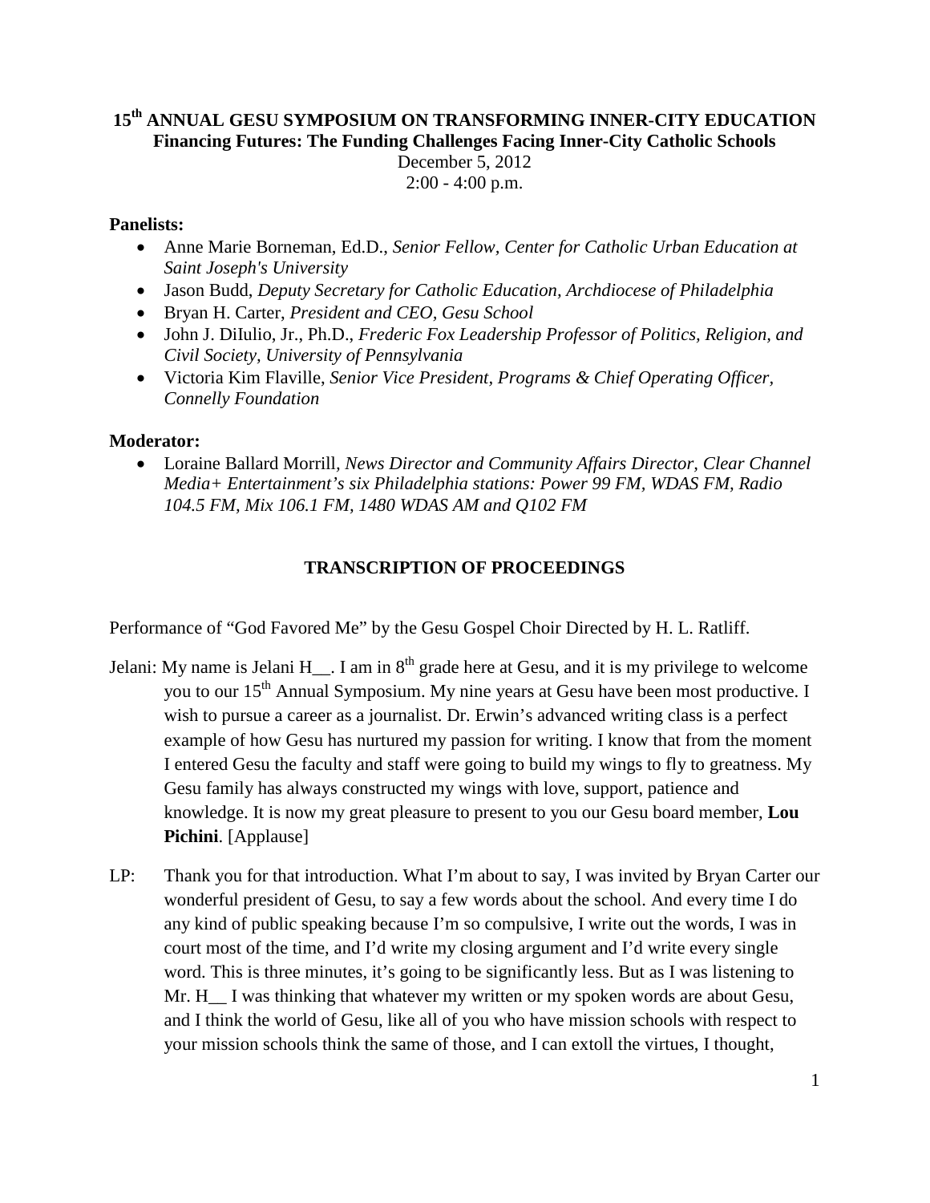# 15th ANNUAL GESU SYMPOSIUM ON TRANSFORMING INNER-CITY EDUCATION

## Financing Futures: The Funding Challenges Facing Inner-City Catholic Schools

December 5, 2012
2:00 - 4:00 p.m.

**Panelists:**

- Anne Marie Borneman, Ed.D., *Senior Fellow, Center for Catholic Urban Education at Saint Joseph's University*
- Jason Budd, *Deputy Secretary for Catholic Education, Archdiocese of Philadelphia*
- Bryan H. Carter, *President and CEO, Gesu School*
- John J. DiIulio, Jr., Ph.D., *Frederic Fox Leadership Professor of Politics, Religion, and Civil Society, University of Pennsylvania*
- Victoria Kim Flaville, *Senior Vice President, Programs & Chief Operating Officer, Connelly Foundation*

**Moderator:**

- Loraine Ballard Morrill, *News Director and Community Affairs Director, Clear Channel Media+ Entertainment's six Philadelphia stations: Power 99 FM, WDAS FM, Radio 104.5 FM, Mix 106.1 FM, 1480 WDAS AM and Q102 FM*

### TRANSCRIPTION OF PROCEEDINGS

Performance of "God Favored Me" by the Gesu Gospel Choir Directed by H. L. Ratliff.

Jelani: My name is Jelani H__. I am in 8th grade here at Gesu, and it is my privilege to welcome you to our 15th Annual Symposium. My nine years at Gesu have been most productive. I wish to pursue a career as a journalist. Dr. Erwin's advanced writing class is a perfect example of how Gesu has nurtured my passion for writing. I know that from the moment I entered Gesu the faculty and staff were going to build my wings to fly to greatness. My Gesu family has always constructed my wings with love, support, patience and knowledge. It is now my great pleasure to present to you our Gesu board member, **Lou Pichini**. [Applause]

LP: Thank you for that introduction. What I'm about to say, I was invited by Bryan Carter our wonderful president of Gesu, to say a few words about the school. And every time I do any kind of public speaking because I'm so compulsive, I write out the words, I was in court most of the time, and I'd write my closing argument and I'd write every single word. This is three minutes, it's going to be significantly less. But as I was listening to Mr. H__ I was thinking that whatever my written or my spoken words are about Gesu, and I think the world of Gesu, like all of you who have mission schools with respect to your mission schools think the same of those, and I can extoll the virtues, I thought,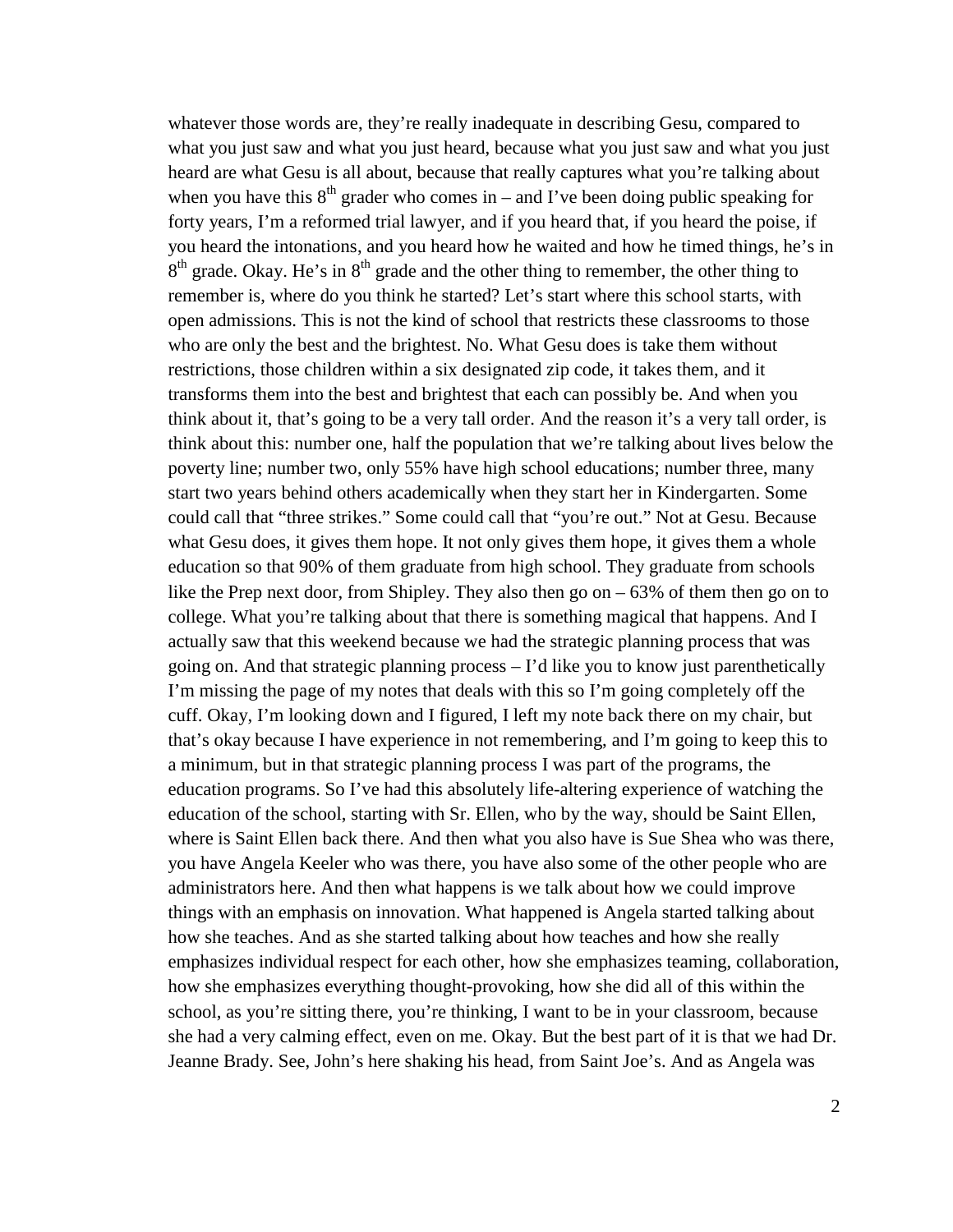whatever those words are, they're really inadequate in describing Gesu, compared to what you just saw and what you just heard, because what you just saw and what you just heard are what Gesu is all about, because that really captures what you're talking about when you have this 8th grader who comes in – and I've been doing public speaking for forty years, I'm a reformed trial lawyer, and if you heard that, if you heard the poise, if you heard the intonations, and you heard how he waited and how he timed things, he's in 8th grade. Okay. He's in 8th grade and the other thing to remember, the other thing to remember is, where do you think he started? Let's start where this school starts, with open admissions. This is not the kind of school that restricts these classrooms to those who are only the best and the brightest. No. What Gesu does is take them without restrictions, those children within a six designated zip code, it takes them, and it transforms them into the best and brightest that each can possibly be. And when you think about it, that's going to be a very tall order. And the reason it's a very tall order, is think about this: number one, half the population that we're talking about lives below the poverty line; number two, only 55% have high school educations; number three, many start two years behind others academically when they start her in Kindergarten. Some could call that "three strikes." Some could call that "you're out." Not at Gesu. Because what Gesu does, it gives them hope. It not only gives them hope, it gives them a whole education so that 90% of them graduate from high school. They graduate from schools like the Prep next door, from Shipley. They also then go on – 63% of them then go on to college. What you're talking about that there is something magical that happens. And I actually saw that this weekend because we had the strategic planning process that was going on. And that strategic planning process – I'd like you to know just parenthetically I'm missing the page of my notes that deals with this so I'm going completely off the cuff. Okay, I'm looking down and I figured, I left my note back there on my chair, but that's okay because I have experience in not remembering, and I'm going to keep this to a minimum, but in that strategic planning process I was part of the programs, the education programs. So I've had this absolutely life-altering experience of watching the education of the school, starting with Sr. Ellen, who by the way, should be Saint Ellen, where is Saint Ellen back there. And then what you also have is Sue Shea who was there, you have Angela Keeler who was there, you have also some of the other people who are administrators here. And then what happens is we talk about how we could improve things with an emphasis on innovation. What happened is Angela started talking about how she teaches. And as she started talking about how teaches and how she really emphasizes individual respect for each other, how she emphasizes teaming, collaboration, how she emphasizes everything thought-provoking, how she did all of this within the school, as you're sitting there, you're thinking, I want to be in your classroom, because she had a very calming effect, even on me. Okay. But the best part of it is that we had Dr. Jeanne Brady. See, John's here shaking his head, from Saint Joe's. And as Angela was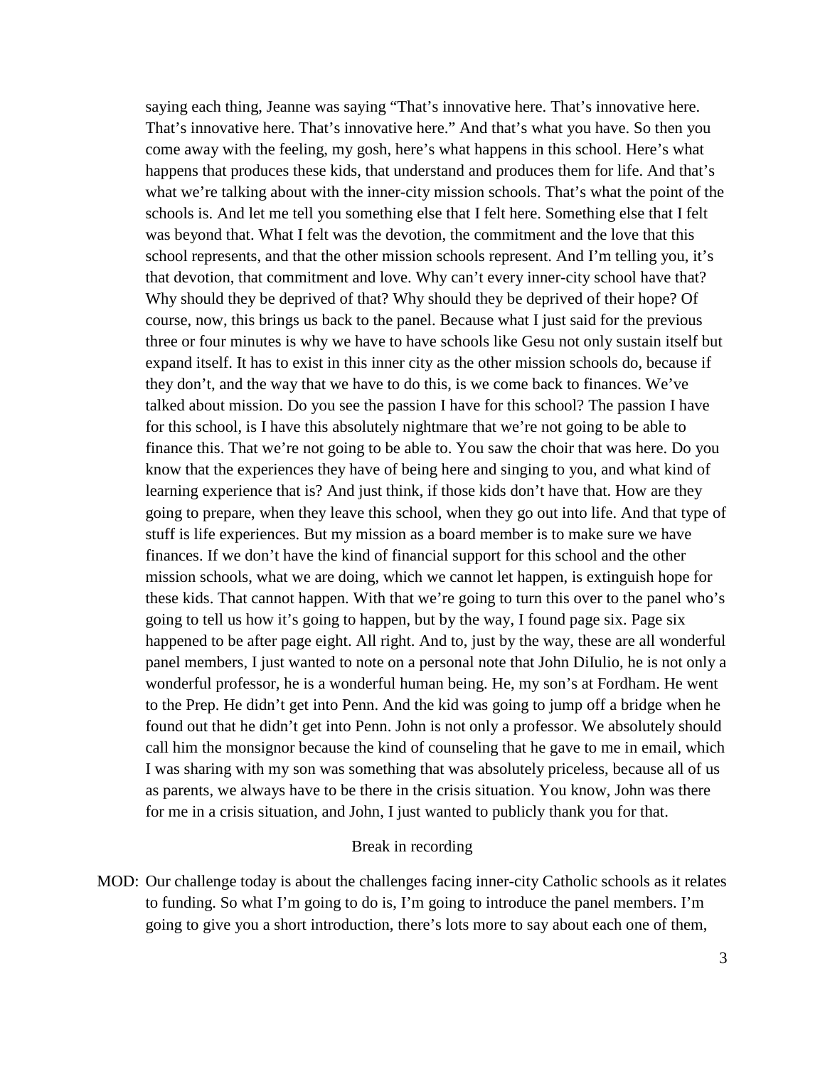saying each thing, Jeanne was saying "That's innovative here. That's innovative here. That's innovative here. That's innovative here." And that's what you have. So then you come away with the feeling, my gosh, here's what happens in this school. Here's what happens that produces these kids, that understand and produces them for life. And that's what we're talking about with the inner-city mission schools. That's what the point of the schools is. And let me tell you something else that I felt here. Something else that I felt was beyond that. What I felt was the devotion, the commitment and the love that this school represents, and that the other mission schools represent. And I'm telling you, it's that devotion, that commitment and love. Why can't every inner-city school have that? Why should they be deprived of that? Why should they be deprived of their hope? Of course, now, this brings us back to the panel. Because what I just said for the previous three or four minutes is why we have to have schools like Gesu not only sustain itself but expand itself. It has to exist in this inner city as the other mission schools do, because if they don't, and the way that we have to do this, is we come back to finances. We've talked about mission. Do you see the passion I have for this school? The passion I have for this school, is I have this absolutely nightmare that we're not going to be able to finance this. That we're not going to be able to. You saw the choir that was here. Do you know that the experiences they have of being here and singing to you, and what kind of learning experience that is? And just think, if those kids don't have that. How are they going to prepare, when they leave this school, when they go out into life. And that type of stuff is life experiences. But my mission as a board member is to make sure we have finances. If we don't have the kind of financial support for this school and the other mission schools, what we are doing, which we cannot let happen, is extinguish hope for these kids. That cannot happen. With that we're going to turn this over to the panel who's going to tell us how it's going to happen, but by the way, I found page six. Page six happened to be after page eight. All right. And to, just by the way, these are all wonderful panel members, I just wanted to note on a personal note that John DiIulio, he is not only a wonderful professor, he is a wonderful human being. He, my son's at Fordham. He went to the Prep. He didn't get into Penn. And the kid was going to jump off a bridge when he found out that he didn't get into Penn. John is not only a professor. We absolutely should call him the monsignor because the kind of counseling that he gave to me in email, which I was sharing with my son was something that was absolutely priceless, because all of us as parents, we always have to be there in the crisis situation. You know, John was there for me in a crisis situation, and John, I just wanted to publicly thank you for that.

Break in recording

MOD: Our challenge today is about the challenges facing inner-city Catholic schools as it relates to funding. So what I'm going to do is, I'm going to introduce the panel members. I'm going to give you a short introduction, there's lots more to say about each one of them,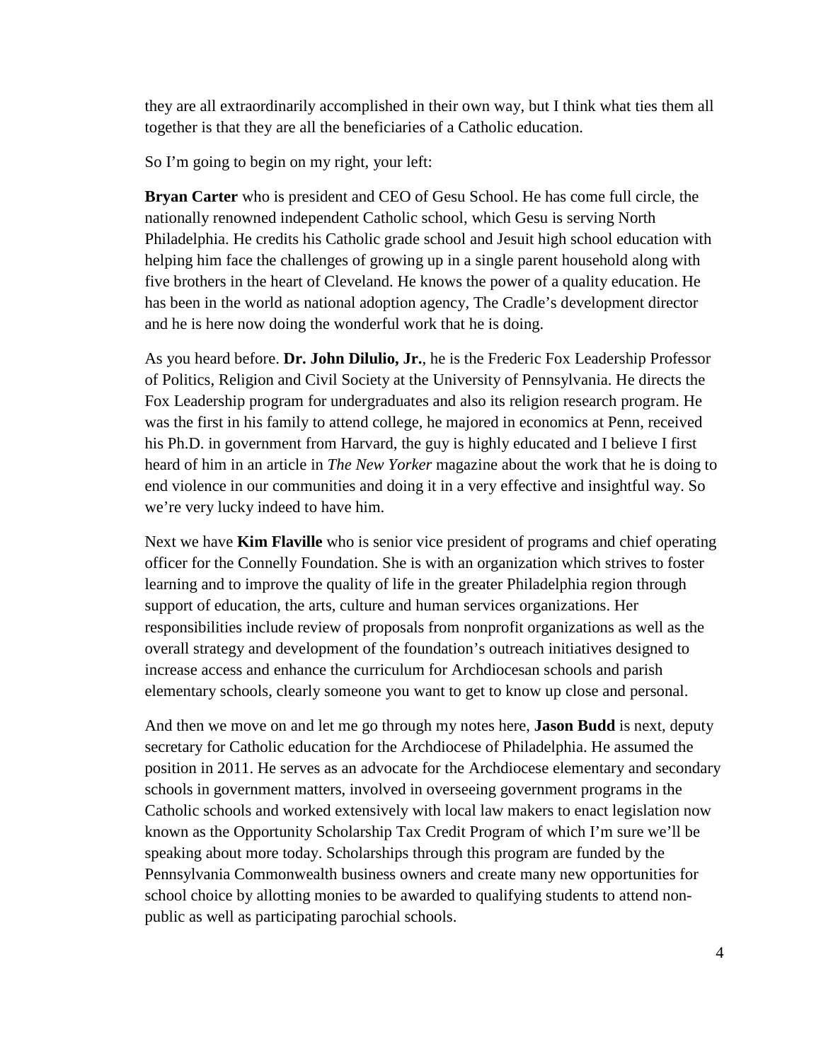they are all extraordinarily accomplished in their own way, but I think what ties them all together is that they are all the beneficiaries of a Catholic education.

So I'm going to begin on my right, your left:

**Bryan Carter** who is president and CEO of Gesu School. He has come full circle, the nationally renowned independent Catholic school, which Gesu is serving North Philadelphia. He credits his Catholic grade school and Jesuit high school education with helping him face the challenges of growing up in a single parent household along with five brothers in the heart of Cleveland. He knows the power of a quality education. He has been in the world as national adoption agency, The Cradle's development director and he is here now doing the wonderful work that he is doing.

As you heard before. **Dr. John Dilulio, Jr.**, he is the Frederic Fox Leadership Professor of Politics, Religion and Civil Society at the University of Pennsylvania. He directs the Fox Leadership program for undergraduates and also its religion research program. He was the first in his family to attend college, he majored in economics at Penn, received his Ph.D. in government from Harvard, the guy is highly educated and I believe I first heard of him in an article in *The New Yorker* magazine about the work that he is doing to end violence in our communities and doing it in a very effective and insightful way. So we're very lucky indeed to have him.

Next we have **Kim Flaville** who is senior vice president of programs and chief operating officer for the Connelly Foundation. She is with an organization which strives to foster learning and to improve the quality of life in the greater Philadelphia region through support of education, the arts, culture and human services organizations. Her responsibilities include review of proposals from nonprofit organizations as well as the overall strategy and development of the foundation's outreach initiatives designed to increase access and enhance the curriculum for Archdiocesan schools and parish elementary schools, clearly someone you want to get to know up close and personal.

And then we move on and let me go through my notes here, **Jason Budd** is next, deputy secretary for Catholic education for the Archdiocese of Philadelphia. He assumed the position in 2011. He serves as an advocate for the Archdiocese elementary and secondary schools in government matters, involved in overseeing government programs in the Catholic schools and worked extensively with local law makers to enact legislation now known as the Opportunity Scholarship Tax Credit Program of which I'm sure we'll be speaking about more today. Scholarships through this program are funded by the Pennsylvania Commonwealth business owners and create many new opportunities for school choice by allotting monies to be awarded to qualifying students to attend non-public as well as participating parochial schools.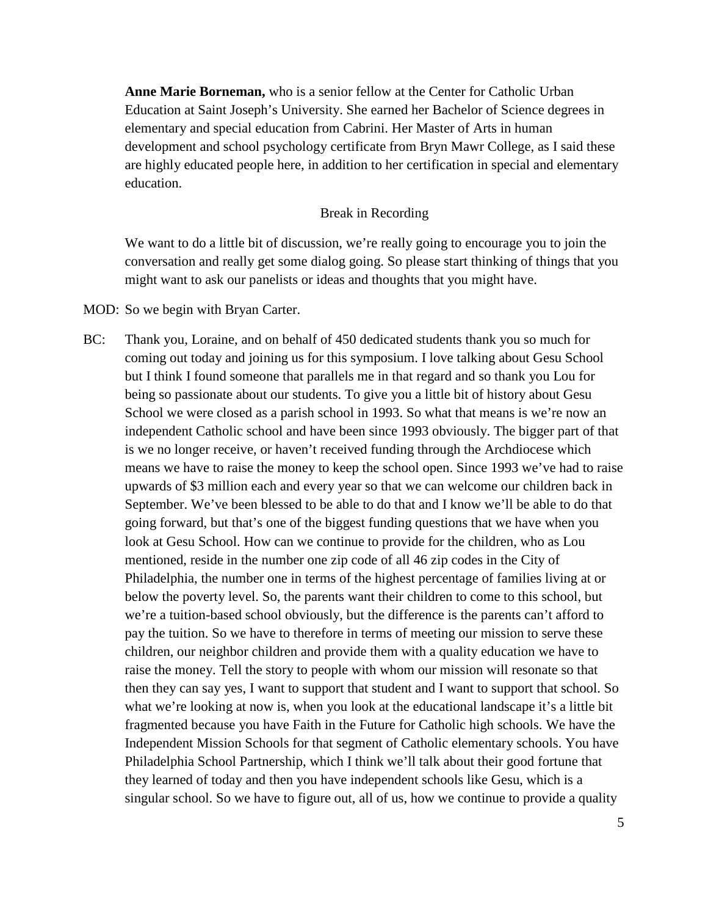**Anne Marie Borneman,** who is a senior fellow at the Center for Catholic Urban Education at Saint Joseph's University. She earned her Bachelor of Science degrees in elementary and special education from Cabrini. Her Master of Arts in human development and school psychology certificate from Bryn Mawr College, as I said these are highly educated people here, in addition to her certification in special and elementary education.

Break in Recording

We want to do a little bit of discussion, we're really going to encourage you to join the conversation and really get some dialog going. So please start thinking of things that you might want to ask our panelists or ideas and thoughts that you might have.

MOD: So we begin with Bryan Carter.

BC: Thank you, Loraine, and on behalf of 450 dedicated students thank you so much for coming out today and joining us for this symposium. I love talking about Gesu School but I think I found someone that parallels me in that regard and so thank you Lou for being so passionate about our students. To give you a little bit of history about Gesu School we were closed as a parish school in 1993. So what that means is we're now an independent Catholic school and have been since 1993 obviously. The bigger part of that is we no longer receive, or haven't received funding through the Archdiocese which means we have to raise the money to keep the school open. Since 1993 we've had to raise upwards of $3 million each and every year so that we can welcome our children back in September. We've been blessed to be able to do that and I know we'll be able to do that going forward, but that's one of the biggest funding questions that we have when you look at Gesu School. How can we continue to provide for the children, who as Lou mentioned, reside in the number one zip code of all 46 zip codes in the City of Philadelphia, the number one in terms of the highest percentage of families living at or below the poverty level. So, the parents want their children to come to this school, but we're a tuition-based school obviously, but the difference is the parents can't afford to pay the tuition. So we have to therefore in terms of meeting our mission to serve these children, our neighbor children and provide them with a quality education we have to raise the money. Tell the story to people with whom our mission will resonate so that then they can say yes, I want to support that student and I want to support that school. So what we're looking at now is, when you look at the educational landscape it's a little bit fragmented because you have Faith in the Future for Catholic high schools. We have the Independent Mission Schools for that segment of Catholic elementary schools. You have Philadelphia School Partnership, which I think we'll talk about their good fortune that they learned of today and then you have independent schools like Gesu, which is a singular school. So we have to figure out, all of us, how we continue to provide a quality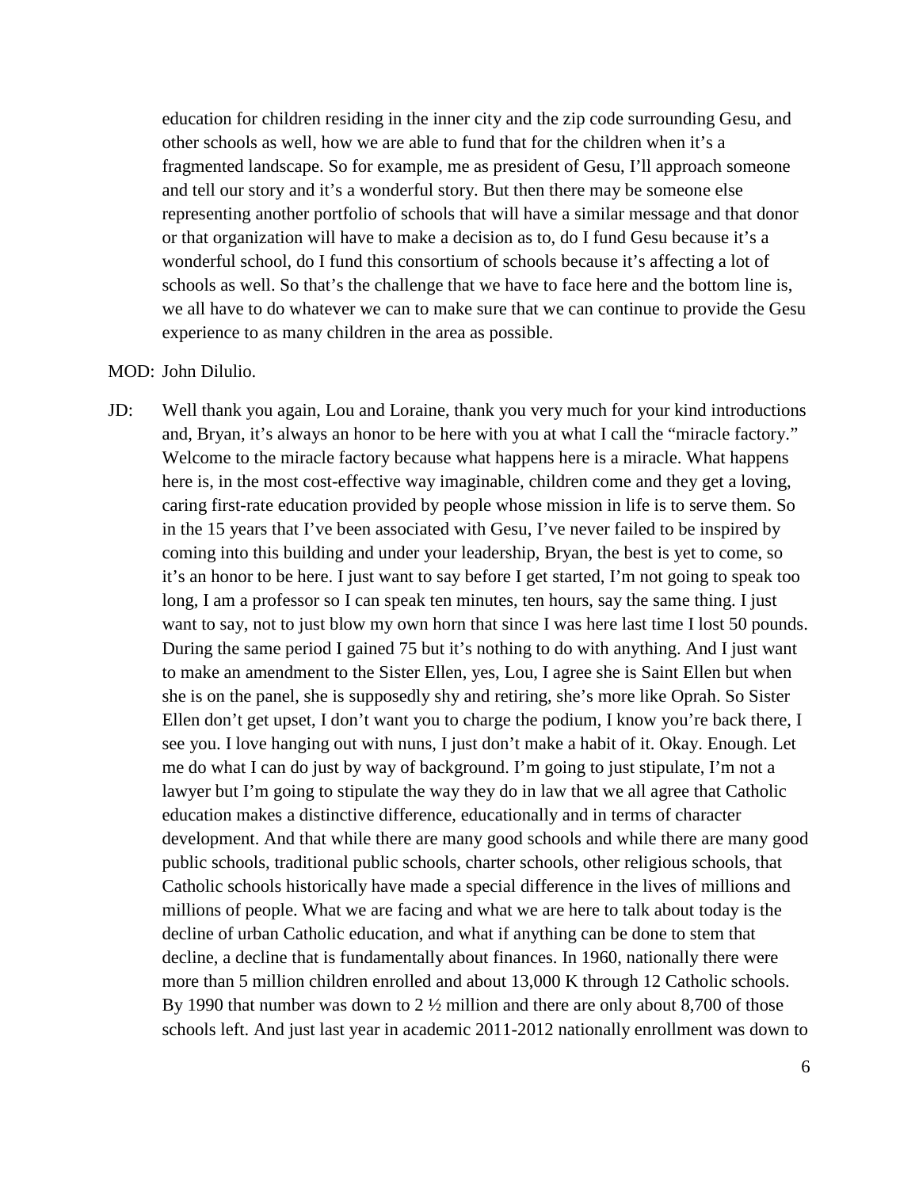education for children residing in the inner city and the zip code surrounding Gesu, and other schools as well, how we are able to fund that for the children when it's a fragmented landscape. So for example, me as president of Gesu, I'll approach someone and tell our story and it's a wonderful story. But then there may be someone else representing another portfolio of schools that will have a similar message and that donor or that organization will have to make a decision as to, do I fund Gesu because it's a wonderful school, do I fund this consortium of schools because it's affecting a lot of schools as well. So that's the challenge that we have to face here and the bottom line is, we all have to do whatever we can to make sure that we can continue to provide the Gesu experience to as many children in the area as possible.

MOD: John DiIulio.

JD: Well thank you again, Lou and Loraine, thank you very much for your kind introductions and, Bryan, it's always an honor to be here with you at what I call the "miracle factory." Welcome to the miracle factory because what happens here is a miracle. What happens here is, in the most cost-effective way imaginable, children come and they get a loving, caring first-rate education provided by people whose mission in life is to serve them. So in the 15 years that I've been associated with Gesu, I've never failed to be inspired by coming into this building and under your leadership, Bryan, the best is yet to come, so it's an honor to be here. I just want to say before I get started, I'm not going to speak too long, I am a professor so I can speak ten minutes, ten hours, say the same thing. I just want to say, not to just blow my own horn that since I was here last time I lost 50 pounds. During the same period I gained 75 but it's nothing to do with anything. And I just want to make an amendment to the Sister Ellen, yes, Lou, I agree she is Saint Ellen but when she is on the panel, she is supposedly shy and retiring, she's more like Oprah. So Sister Ellen don't get upset, I don't want you to charge the podium, I know you're back there, I see you. I love hanging out with nuns, I just don't make a habit of it. Okay. Enough. Let me do what I can do just by way of background. I'm going to just stipulate, I'm not a lawyer but I'm going to stipulate the way they do in law that we all agree that Catholic education makes a distinctive difference, educationally and in terms of character development. And that while there are many good schools and while there are many good public schools, traditional public schools, charter schools, other religious schools, that Catholic schools historically have made a special difference in the lives of millions and millions of people. What we are facing and what we are here to talk about today is the decline of urban Catholic education, and what if anything can be done to stem that decline, a decline that is fundamentally about finances. In 1960, nationally there were more than 5 million children enrolled and about 13,000 K through 12 Catholic schools. By 1990 that number was down to 2 ½ million and there are only about 8,700 of those schools left. And just last year in academic 2011-2012 nationally enrollment was down to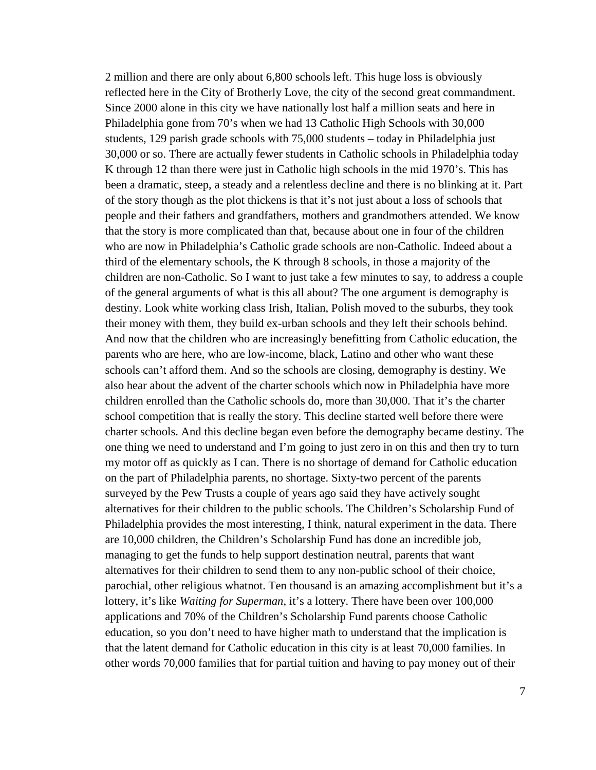2 million and there are only about 6,800 schools left. This huge loss is obviously reflected here in the City of Brotherly Love, the city of the second great commandment. Since 2000 alone in this city we have nationally lost half a million seats and here in Philadelphia gone from 70's when we had 13 Catholic High Schools with 30,000 students, 129 parish grade schools with 75,000 students – today in Philadelphia just 30,000 or so. There are actually fewer students in Catholic schools in Philadelphia today K through 12 than there were just in Catholic high schools in the mid 1970's. This has been a dramatic, steep, a steady and a relentless decline and there is no blinking at it. Part of the story though as the plot thickens is that it's not just about a loss of schools that people and their fathers and grandfathers, mothers and grandmothers attended. We know that the story is more complicated than that, because about one in four of the children who are now in Philadelphia's Catholic grade schools are non-Catholic. Indeed about a third of the elementary schools, the K through 8 schools, in those a majority of the children are non-Catholic. So I want to just take a few minutes to say, to address a couple of the general arguments of what is this all about? The one argument is demography is destiny. Look white working class Irish, Italian, Polish moved to the suburbs, they took their money with them, they build ex-urban schools and they left their schools behind. And now that the children who are increasingly benefitting from Catholic education, the parents who are here, who are low-income, black, Latino and other who want these schools can't afford them. And so the schools are closing, demography is destiny. We also hear about the advent of the charter schools which now in Philadelphia have more children enrolled than the Catholic schools do, more than 30,000. That it's the charter school competition that is really the story. This decline started well before there were charter schools. And this decline began even before the demography became destiny. The one thing we need to understand and I'm going to just zero in on this and then try to turn my motor off as quickly as I can. There is no shortage of demand for Catholic education on the part of Philadelphia parents, no shortage. Sixty-two percent of the parents surveyed by the Pew Trusts a couple of years ago said they have actively sought alternatives for their children to the public schools. The Children's Scholarship Fund of Philadelphia provides the most interesting, I think, natural experiment in the data. There are 10,000 children, the Children's Scholarship Fund has done an incredible job, managing to get the funds to help support destination neutral, parents that want alternatives for their children to send them to any non-public school of their choice, parochial, other religious whatnot. Ten thousand is an amazing accomplishment but it's a lottery, it's like *Waiting for Superman*, it's a lottery. There have been over 100,000 applications and 70% of the Children's Scholarship Fund parents choose Catholic education, so you don't need to have higher math to understand that the implication is that the latent demand for Catholic education in this city is at least 70,000 families. In other words 70,000 families that for partial tuition and having to pay money out of their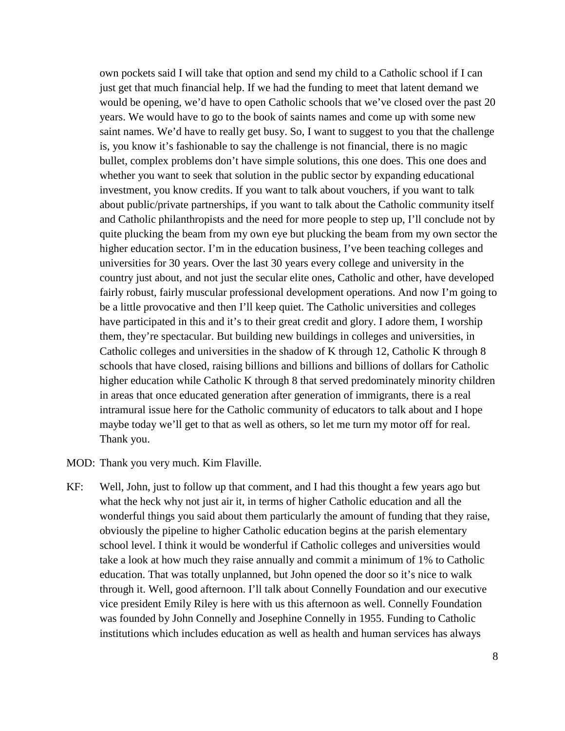own pockets said I will take that option and send my child to a Catholic school if I can just get that much financial help. If we had the funding to meet that latent demand we would be opening, we'd have to open Catholic schools that we've closed over the past 20 years. We would have to go to the book of saints names and come up with some new saint names. We'd have to really get busy. So, I want to suggest to you that the challenge is, you know it's fashionable to say the challenge is not financial, there is no magic bullet, complex problems don't have simple solutions, this one does. This one does and whether you want to seek that solution in the public sector by expanding educational investment, you know credits. If you want to talk about vouchers, if you want to talk about public/private partnerships, if you want to talk about the Catholic community itself and Catholic philanthropists and the need for more people to step up, I'll conclude not by quite plucking the beam from my own eye but plucking the beam from my own sector the higher education sector. I'm in the education business, I've been teaching colleges and universities for 30 years. Over the last 30 years every college and university in the country just about, and not just the secular elite ones, Catholic and other, have developed fairly robust, fairly muscular professional development operations. And now I'm going to be a little provocative and then I'll keep quiet. The Catholic universities and colleges have participated in this and it's to their great credit and glory. I adore them, I worship them, they're spectacular. But building new buildings in colleges and universities, in Catholic colleges and universities in the shadow of K through 12, Catholic K through 8 schools that have closed, raising billions and billions and billions of dollars for Catholic higher education while Catholic K through 8 that served predominately minority children in areas that once educated generation after generation of immigrants, there is a real intramural issue here for the Catholic community of educators to talk about and I hope maybe today we'll get to that as well as others, so let me turn my motor off for real. Thank you.

MOD: Thank you very much. Kim Flaville.

KF: Well, John, just to follow up that comment, and I had this thought a few years ago but what the heck why not just air it, in terms of higher Catholic education and all the wonderful things you said about them particularly the amount of funding that they raise, obviously the pipeline to higher Catholic education begins at the parish elementary school level. I think it would be wonderful if Catholic colleges and universities would take a look at how much they raise annually and commit a minimum of 1% to Catholic education. That was totally unplanned, but John opened the door so it's nice to walk through it. Well, good afternoon. I'll talk about Connelly Foundation and our executive vice president Emily Riley is here with us this afternoon as well. Connelly Foundation was founded by John Connelly and Josephine Connelly in 1955. Funding to Catholic institutions which includes education as well as health and human services has always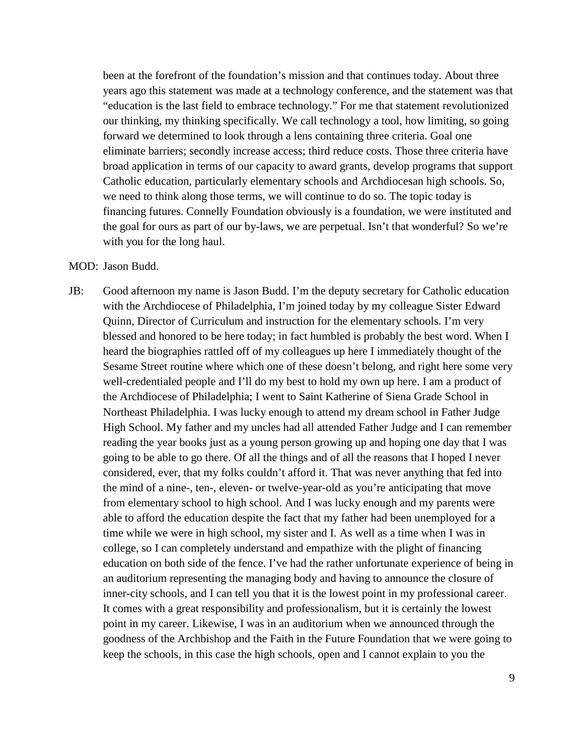been at the forefront of the foundation's mission and that continues today. About three years ago this statement was made at a technology conference, and the statement was that "education is the last field to embrace technology." For me that statement revolutionized our thinking, my thinking specifically. We call technology a tool, how limiting, so going forward we determined to look through a lens containing three criteria. Goal one eliminate barriers; secondly increase access; third reduce costs. Those three criteria have broad application in terms of our capacity to award grants, develop programs that support Catholic education, particularly elementary schools and Archdiocesan high schools. So, we need to think along those terms, we will continue to do so. The topic today is financing futures. Connelly Foundation obviously is a foundation, we were instituted and the goal for ours as part of our by-laws, we are perpetual. Isn't that wonderful? So we're with you for the long haul.

MOD: Jason Budd.

JB: Good afternoon my name is Jason Budd. I'm the deputy secretary for Catholic education with the Archdiocese of Philadelphia, I'm joined today by my colleague Sister Edward Quinn, Director of Curriculum and instruction for the elementary schools. I'm very blessed and honored to be here today; in fact humbled is probably the best word. When I heard the biographies rattled off of my colleagues up here I immediately thought of the Sesame Street routine where which one of these doesn't belong, and right here some very well-credentialed people and I'll do my best to hold my own up here. I am a product of the Archdiocese of Philadelphia; I went to Saint Katherine of Siena Grade School in Northeast Philadelphia. I was lucky enough to attend my dream school in Father Judge High School. My father and my uncles had all attended Father Judge and I can remember reading the year books just as a young person growing up and hoping one day that I was going to be able to go there. Of all the things and of all the reasons that I hoped I never considered, ever, that my folks couldn't afford it. That was never anything that fed into the mind of a nine-, ten-, eleven- or twelve-year-old as you're anticipating that move from elementary school to high school. And I was lucky enough and my parents were able to afford the education despite the fact that my father had been unemployed for a time while we were in high school, my sister and I. As well as a time when I was in college, so I can completely understand and empathize with the plight of financing education on both side of the fence. I've had the rather unfortunate experience of being in an auditorium representing the managing body and having to announce the closure of inner-city schools, and I can tell you that it is the lowest point in my professional career. It comes with a great responsibility and professionalism, but it is certainly the lowest point in my career. Likewise, I was in an auditorium when we announced through the goodness of the Archbishop and the Faith in the Future Foundation that we were going to keep the schools, in this case the high schools, open and I cannot explain to you the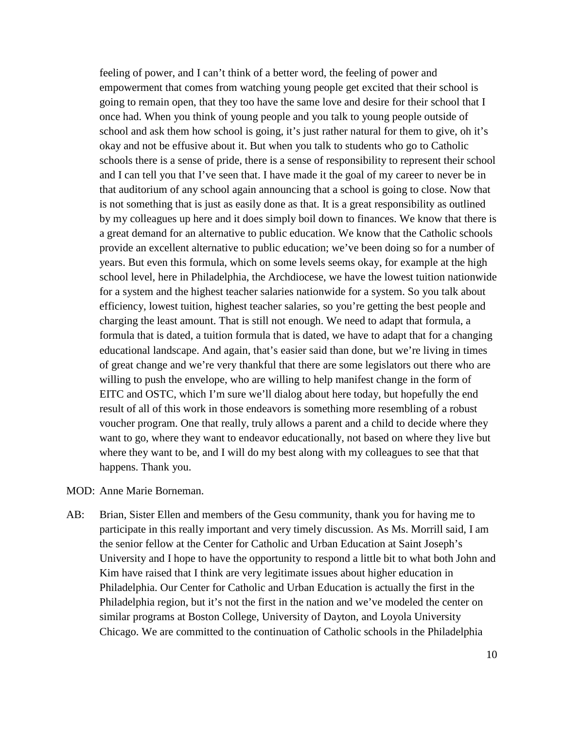feeling of power, and I can't think of a better word, the feeling of power and empowerment that comes from watching young people get excited that their school is going to remain open, that they too have the same love and desire for their school that I once had. When you think of young people and you talk to young people outside of school and ask them how school is going, it's just rather natural for them to give, oh it's okay and not be effusive about it. But when you talk to students who go to Catholic schools there is a sense of pride, there is a sense of responsibility to represent their school and I can tell you that I've seen that. I have made it the goal of my career to never be in that auditorium of any school again announcing that a school is going to close. Now that is not something that is just as easily done as that. It is a great responsibility as outlined by my colleagues up here and it does simply boil down to finances. We know that there is a great demand for an alternative to public education. We know that the Catholic schools provide an excellent alternative to public education; we've been doing so for a number of years. But even this formula, which on some levels seems okay, for example at the high school level, here in Philadelphia, the Archdiocese, we have the lowest tuition nationwide for a system and the highest teacher salaries nationwide for a system. So you talk about efficiency, lowest tuition, highest teacher salaries, so you're getting the best people and charging the least amount. That is still not enough. We need to adapt that formula, a formula that is dated, a tuition formula that is dated, we have to adapt that for a changing educational landscape. And again, that's easier said than done, but we're living in times of great change and we're very thankful that there are some legislators out there who are willing to push the envelope, who are willing to help manifest change in the form of EITC and OSTC, which I'm sure we'll dialog about here today, but hopefully the end result of all of this work in those endeavors is something more resembling of a robust voucher program. One that really, truly allows a parent and a child to decide where they want to go, where they want to endeavor educationally, not based on where they live but where they want to be, and I will do my best along with my colleagues to see that that happens. Thank you.

MOD: Anne Marie Borneman.

AB: Brian, Sister Ellen and members of the Gesu community, thank you for having me to participate in this really important and very timely discussion. As Ms. Morrill said, I am the senior fellow at the Center for Catholic and Urban Education at Saint Joseph's University and I hope to have the opportunity to respond a little bit to what both John and Kim have raised that I think are very legitimate issues about higher education in Philadelphia. Our Center for Catholic and Urban Education is actually the first in the Philadelphia region, but it's not the first in the nation and we've modeled the center on similar programs at Boston College, University of Dayton, and Loyola University Chicago. We are committed to the continuation of Catholic schools in the Philadelphia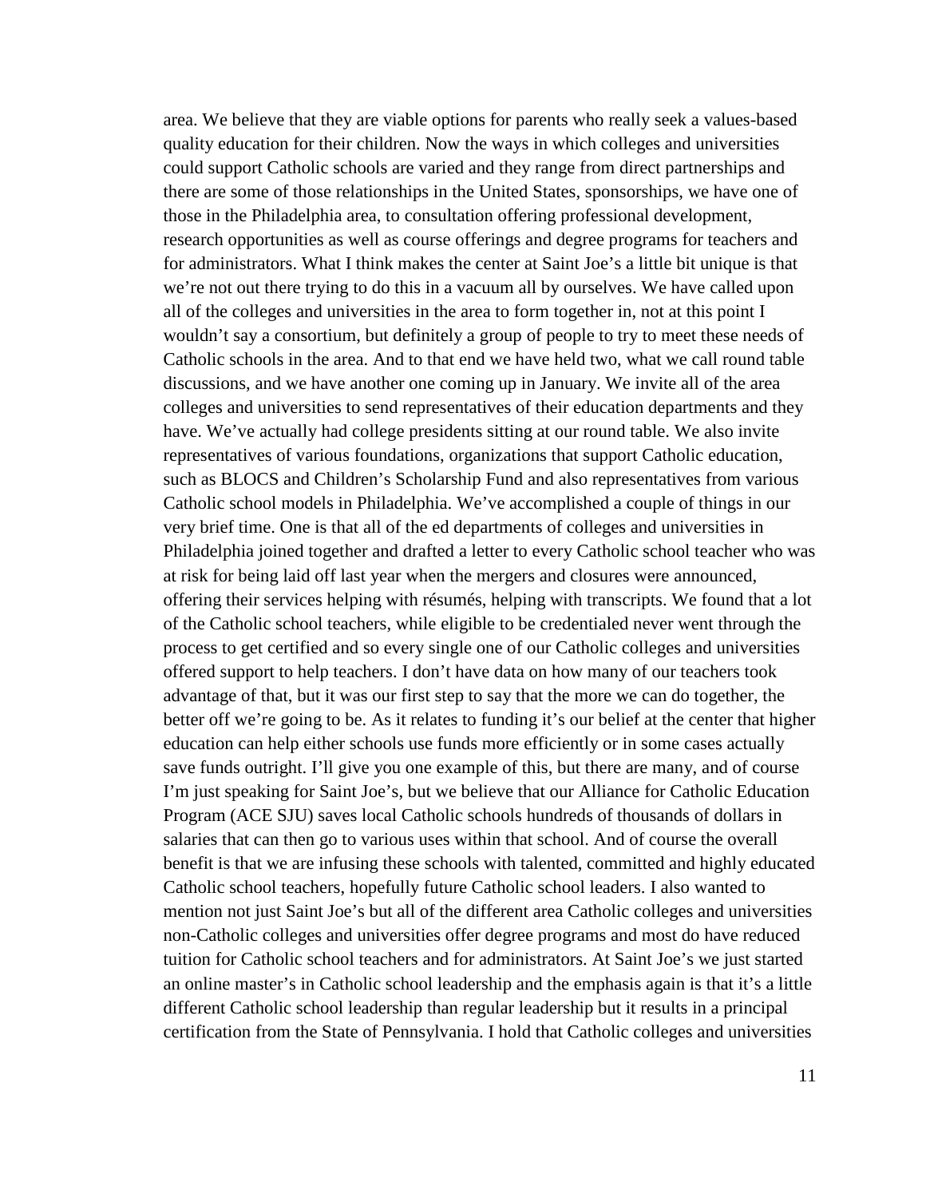area. We believe that they are viable options for parents who really seek a values-based quality education for their children. Now the ways in which colleges and universities could support Catholic schools are varied and they range from direct partnerships and there are some of those relationships in the United States, sponsorships, we have one of those in the Philadelphia area, to consultation offering professional development, research opportunities as well as course offerings and degree programs for teachers and for administrators. What I think makes the center at Saint Joe's a little bit unique is that we're not out there trying to do this in a vacuum all by ourselves. We have called upon all of the colleges and universities in the area to form together in, not at this point I wouldn't say a consortium, but definitely a group of people to try to meet these needs of Catholic schools in the area. And to that end we have held two, what we call round table discussions, and we have another one coming up in January. We invite all of the area colleges and universities to send representatives of their education departments and they have. We've actually had college presidents sitting at our round table. We also invite representatives of various foundations, organizations that support Catholic education, such as BLOCS and Children's Scholarship Fund and also representatives from various Catholic school models in Philadelphia. We've accomplished a couple of things in our very brief time. One is that all of the ed departments of colleges and universities in Philadelphia joined together and drafted a letter to every Catholic school teacher who was at risk for being laid off last year when the mergers and closures were announced, offering their services helping with résumés, helping with transcripts. We found that a lot of the Catholic school teachers, while eligible to be credentialed never went through the process to get certified and so every single one of our Catholic colleges and universities offered support to help teachers. I don't have data on how many of our teachers took advantage of that, but it was our first step to say that the more we can do together, the better off we're going to be. As it relates to funding it's our belief at the center that higher education can help either schools use funds more efficiently or in some cases actually save funds outright. I'll give you one example of this, but there are many, and of course I'm just speaking for Saint Joe's, but we believe that our Alliance for Catholic Education Program (ACE SJU) saves local Catholic schools hundreds of thousands of dollars in salaries that can then go to various uses within that school. And of course the overall benefit is that we are infusing these schools with talented, committed and highly educated Catholic school teachers, hopefully future Catholic school leaders. I also wanted to mention not just Saint Joe's but all of the different area Catholic colleges and universities non-Catholic colleges and universities offer degree programs and most do have reduced tuition for Catholic school teachers and for administrators. At Saint Joe's we just started an online master's in Catholic school leadership and the emphasis again is that it's a little different Catholic school leadership than regular leadership but it results in a principal certification from the State of Pennsylvania. I hold that Catholic colleges and universities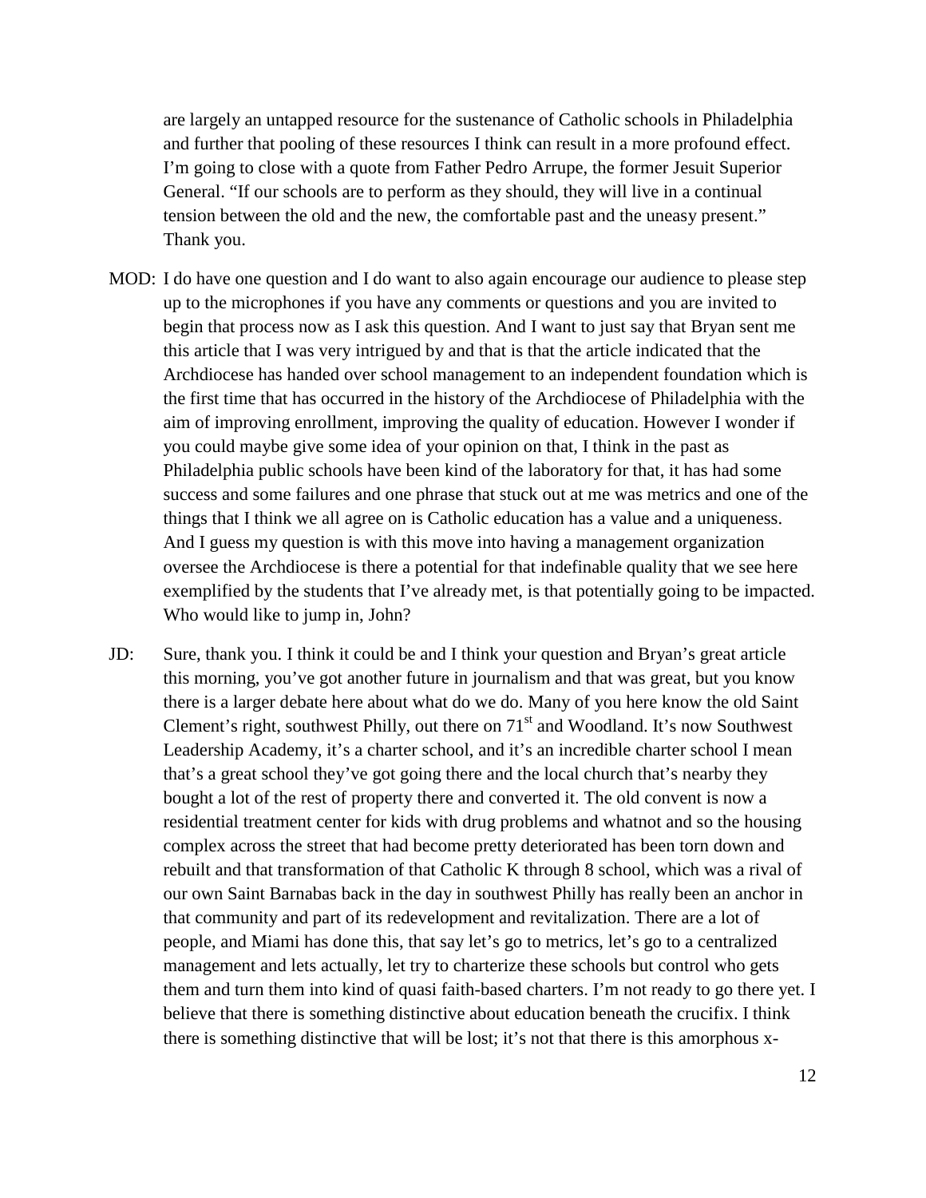are largely an untapped resource for the sustenance of Catholic schools in Philadelphia and further that pooling of these resources I think can result in a more profound effect. I'm going to close with a quote from Father Pedro Arrupe, the former Jesuit Superior General. "If our schools are to perform as they should, they will live in a continual tension between the old and the new, the comfortable past and the uneasy present." Thank you.

MOD: I do have one question and I do want to also again encourage our audience to please step up to the microphones if you have any comments or questions and you are invited to begin that process now as I ask this question. And I want to just say that Bryan sent me this article that I was very intrigued by and that is that the article indicated that the Archdiocese has handed over school management to an independent foundation which is the first time that has occurred in the history of the Archdiocese of Philadelphia with the aim of improving enrollment, improving the quality of education. However I wonder if you could maybe give some idea of your opinion on that, I think in the past as Philadelphia public schools have been kind of the laboratory for that, it has had some success and some failures and one phrase that stuck out at me was metrics and one of the things that I think we all agree on is Catholic education has a value and a uniqueness. And I guess my question is with this move into having a management organization oversee the Archdiocese is there a potential for that indefinable quality that we see here exemplified by the students that I've already met, is that potentially going to be impacted. Who would like to jump in, John?

JD: Sure, thank you. I think it could be and I think your question and Bryan's great article this morning, you've got another future in journalism and that was great, but you know there is a larger debate here about what do we do. Many of you here know the old Saint Clement's right, southwest Philly, out there on 71st and Woodland. It's now Southwest Leadership Academy, it's a charter school, and it's an incredible charter school I mean that's a great school they've got going there and the local church that's nearby they bought a lot of the rest of property there and converted it. The old convent is now a residential treatment center for kids with drug problems and whatnot and so the housing complex across the street that had become pretty deteriorated has been torn down and rebuilt and that transformation of that Catholic K through 8 school, which was a rival of our own Saint Barnabas back in the day in southwest Philly has really been an anchor in that community and part of its redevelopment and revitalization. There are a lot of people, and Miami has done this, that say let's go to metrics, let's go to a centralized management and lets actually, let try to charterize these schools but control who gets them and turn them into kind of quasi faith-based charters. I'm not ready to go there yet. I believe that there is something distinctive about education beneath the crucifix. I think there is something distinctive that will be lost; it's not that there is this amorphous x-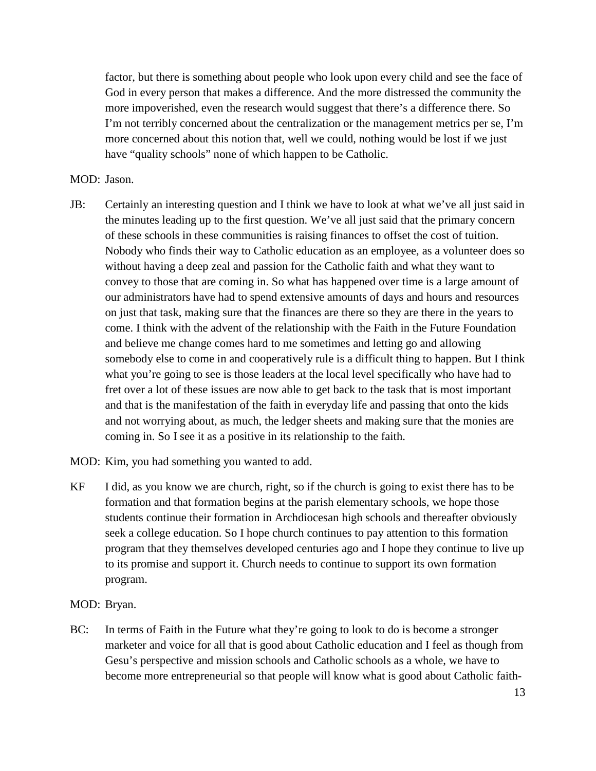factor, but there is something about people who look upon every child and see the face of God in every person that makes a difference. And the more distressed the community the more impoverished, even the research would suggest that there's a difference there. So I'm not terribly concerned about the centralization or the management metrics per se, I'm more concerned about this notion that, well we could, nothing would be lost if we just have "quality schools" none of which happen to be Catholic.

MOD: Jason.

JB: Certainly an interesting question and I think we have to look at what we've all just said in the minutes leading up to the first question. We've all just said that the primary concern of these schools in these communities is raising finances to offset the cost of tuition. Nobody who finds their way to Catholic education as an employee, as a volunteer does so without having a deep zeal and passion for the Catholic faith and what they want to convey to those that are coming in. So what has happened over time is a large amount of our administrators have had to spend extensive amounts of days and hours and resources on just that task, making sure that the finances are there so they are there in the years to come. I think with the advent of the relationship with the Faith in the Future Foundation and believe me change comes hard to me sometimes and letting go and allowing somebody else to come in and cooperatively rule is a difficult thing to happen. But I think what you're going to see is those leaders at the local level specifically who have had to fret over a lot of these issues are now able to get back to the task that is most important and that is the manifestation of the faith in everyday life and passing that onto the kids and not worrying about, as much, the ledger sheets and making sure that the monies are coming in. So I see it as a positive in its relationship to the faith.

MOD: Kim, you had something you wanted to add.

KF I did, as you know we are church, right, so if the church is going to exist there has to be formation and that formation begins at the parish elementary schools, we hope those students continue their formation in Archdiocesan high schools and thereafter obviously seek a college education. So I hope church continues to pay attention to this formation program that they themselves developed centuries ago and I hope they continue to live up to its promise and support it. Church needs to continue to support its own formation program.

MOD: Bryan.

BC: In terms of Faith in the Future what they're going to look to do is become a stronger marketer and voice for all that is good about Catholic education and I feel as though from Gesu's perspective and mission schools and Catholic schools as a whole, we have to become more entrepreneurial so that people will know what is good about Catholic faith-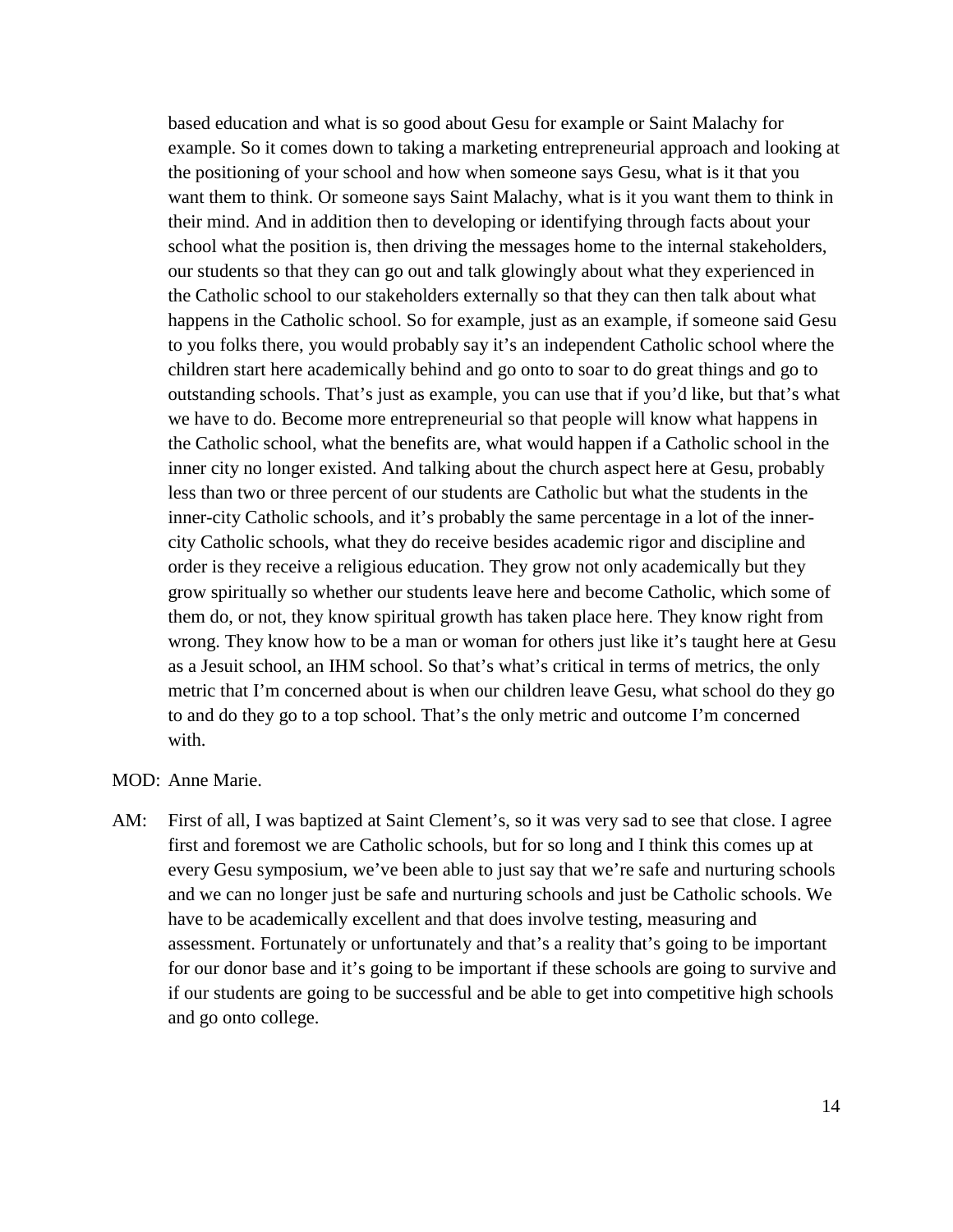based education and what is so good about Gesu for example or Saint Malachy for example. So it comes down to taking a marketing entrepreneurial approach and looking at the positioning of your school and how when someone says Gesu, what is it that you want them to think. Or someone says Saint Malachy, what is it you want them to think in their mind. And in addition then to developing or identifying through facts about your school what the position is, then driving the messages home to the internal stakeholders, our students so that they can go out and talk glowingly about what they experienced in the Catholic school to our stakeholders externally so that they can then talk about what happens in the Catholic school. So for example, just as an example, if someone said Gesu to you folks there, you would probably say it's an independent Catholic school where the children start here academically behind and go onto to soar to do great things and go to outstanding schools. That's just as example, you can use that if you'd like, but that's what we have to do. Become more entrepreneurial so that people will know what happens in the Catholic school, what the benefits are, what would happen if a Catholic school in the inner city no longer existed. And talking about the church aspect here at Gesu, probably less than two or three percent of our students are Catholic but what the students in the inner-city Catholic schools, and it's probably the same percentage in a lot of the inner-city Catholic schools, what they do receive besides academic rigor and discipline and order is they receive a religious education. They grow not only academically but they grow spiritually so whether our students leave here and become Catholic, which some of them do, or not, they know spiritual growth has taken place here. They know right from wrong. They know how to be a man or woman for others just like it's taught here at Gesu as a Jesuit school, an IHM school. So that's what's critical in terms of metrics, the only metric that I'm concerned about is when our children leave Gesu, what school do they go to and do they go to a top school. That's the only metric and outcome I'm concerned with.

MOD: Anne Marie.

AM: First of all, I was baptized at Saint Clement's, so it was very sad to see that close. I agree first and foremost we are Catholic schools, but for so long and I think this comes up at every Gesu symposium, we've been able to just say that we're safe and nurturing schools and we can no longer just be safe and nurturing schools and just be Catholic schools. We have to be academically excellent and that does involve testing, measuring and assessment. Fortunately or unfortunately and that's a reality that's going to be important for our donor base and it's going to be important if these schools are going to survive and if our students are going to be successful and be able to get into competitive high schools and go onto college.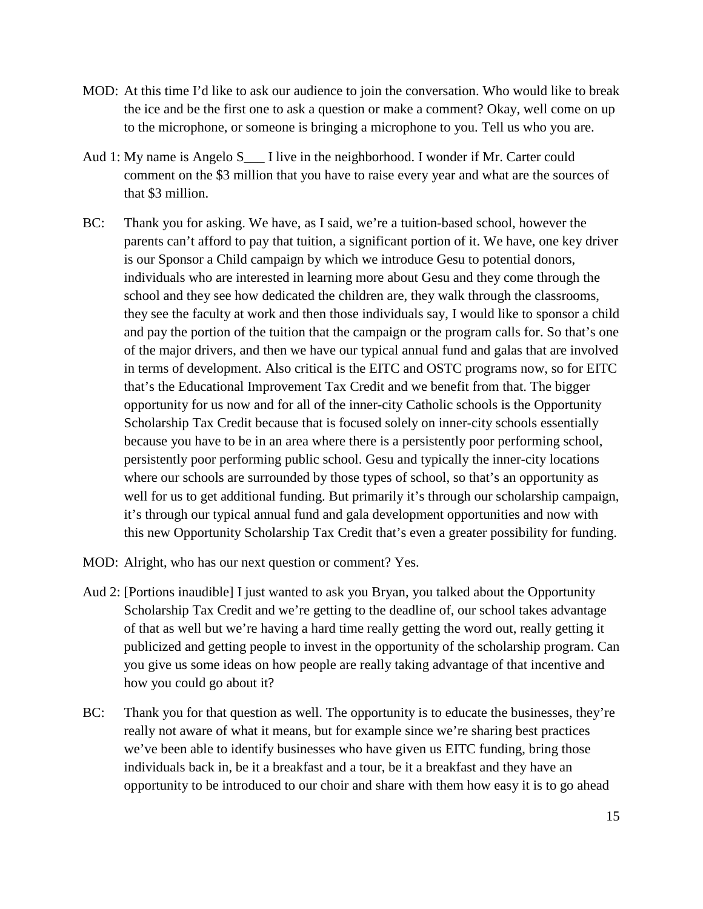MOD: At this time I'd like to ask our audience to join the conversation. Who would like to break the ice and be the first one to ask a question or make a comment? Okay, well come on up to the microphone, or someone is bringing a microphone to you. Tell us who you are.

Aud 1: My name is Angelo S___ I live in the neighborhood. I wonder if Mr. Carter could comment on the $3 million that you have to raise every year and what are the sources of that $3 million.

BC: Thank you for asking. We have, as I said, we're a tuition-based school, however the parents can't afford to pay that tuition, a significant portion of it. We have, one key driver is our Sponsor a Child campaign by which we introduce Gesu to potential donors, individuals who are interested in learning more about Gesu and they come through the school and they see how dedicated the children are, they walk through the classrooms, they see the faculty at work and then those individuals say, I would like to sponsor a child and pay the portion of the tuition that the campaign or the program calls for. So that's one of the major drivers, and then we have our typical annual fund and galas that are involved in terms of development. Also critical is the EITC and OSTC programs now, so for EITC that's the Educational Improvement Tax Credit and we benefit from that. The bigger opportunity for us now and for all of the inner-city Catholic schools is the Opportunity Scholarship Tax Credit because that is focused solely on inner-city schools essentially because you have to be in an area where there is a persistently poor performing school, persistently poor performing public school. Gesu and typically the inner-city locations where our schools are surrounded by those types of school, so that's an opportunity as well for us to get additional funding. But primarily it's through our scholarship campaign, it's through our typical annual fund and gala development opportunities and now with this new Opportunity Scholarship Tax Credit that's even a greater possibility for funding.

MOD: Alright, who has our next question or comment? Yes.

Aud 2: [Portions inaudible] I just wanted to ask you Bryan, you talked about the Opportunity Scholarship Tax Credit and we're getting to the deadline of, our school takes advantage of that as well but we're having a hard time really getting the word out, really getting it publicized and getting people to invest in the opportunity of the scholarship program. Can you give us some ideas on how people are really taking advantage of that incentive and how you could go about it?

BC: Thank you for that question as well. The opportunity is to educate the businesses, they're really not aware of what it means, but for example since we're sharing best practices we've been able to identify businesses who have given us EITC funding, bring those individuals back in, be it a breakfast and a tour, be it a breakfast and they have an opportunity to be introduced to our choir and share with them how easy it is to go ahead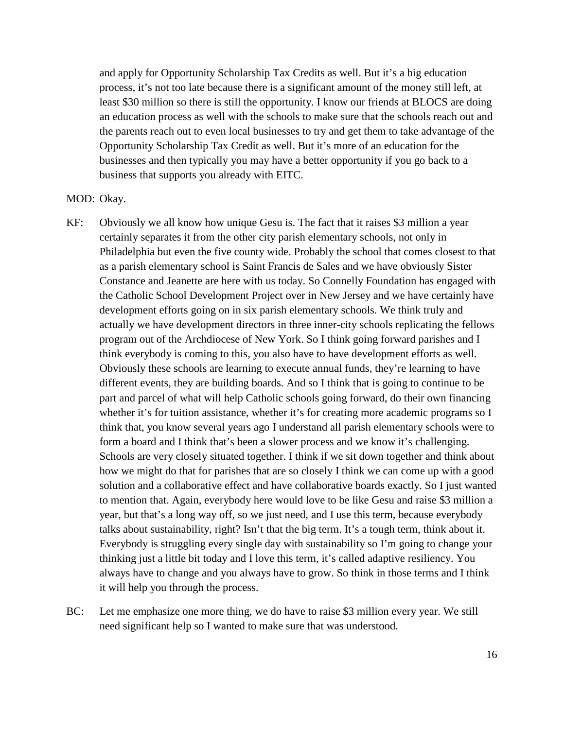and apply for Opportunity Scholarship Tax Credits as well. But it's a big education process, it's not too late because there is a significant amount of the money still left, at least $30 million so there is still the opportunity. I know our friends at BLOCS are doing an education process as well with the schools to make sure that the schools reach out and the parents reach out to even local businesses to try and get them to take advantage of the Opportunity Scholarship Tax Credit as well. But it's more of an education for the businesses and then typically you may have a better opportunity if you go back to a business that supports you already with EITC.

MOD: Okay.

KF: Obviously we all know how unique Gesu is. The fact that it raises $3 million a year certainly separates it from the other city parish elementary schools, not only in Philadelphia but even the five county wide. Probably the school that comes closest to that as a parish elementary school is Saint Francis de Sales and we have obviously Sister Constance and Jeanette are here with us today. So Connelly Foundation has engaged with the Catholic School Development Project over in New Jersey and we have certainly have development efforts going on in six parish elementary schools. We think truly and actually we have development directors in three inner-city schools replicating the fellows program out of the Archdiocese of New York. So I think going forward parishes and I think everybody is coming to this, you also have to have development efforts as well. Obviously these schools are learning to execute annual funds, they're learning to have different events, they are building boards. And so I think that is going to continue to be part and parcel of what will help Catholic schools going forward, do their own financing whether it's for tuition assistance, whether it's for creating more academic programs so I think that, you know several years ago I understand all parish elementary schools were to form a board and I think that's been a slower process and we know it's challenging. Schools are very closely situated together. I think if we sit down together and think about how we might do that for parishes that are so closely I think we can come up with a good solution and a collaborative effect and have collaborative boards exactly. So I just wanted to mention that. Again, everybody here would love to be like Gesu and raise $3 million a year, but that's a long way off, so we just need, and I use this term, because everybody talks about sustainability, right? Isn't that the big term. It's a tough term, think about it. Everybody is struggling every single day with sustainability so I'm going to change your thinking just a little bit today and I love this term, it's called adaptive resiliency. You always have to change and you always have to grow. So think in those terms and I think it will help you through the process.

BC: Let me emphasize one more thing, we do have to raise $3 million every year. We still need significant help so I wanted to make sure that was understood.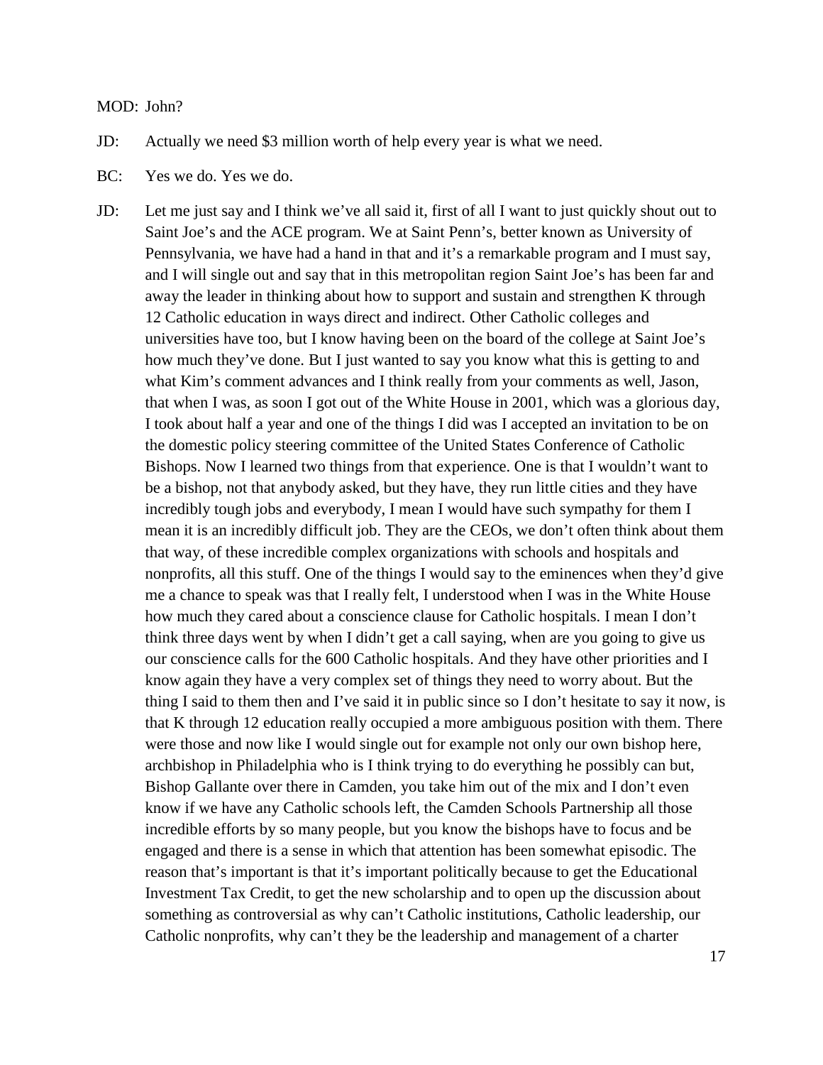MOD: John?

JD: Actually we need $3 million worth of help every year is what we need.

BC: Yes we do. Yes we do.

JD: Let me just say and I think we've all said it, first of all I want to just quickly shout out to Saint Joe's and the ACE program. We at Saint Penn's, better known as University of Pennsylvania, we have had a hand in that and it's a remarkable program and I must say, and I will single out and say that in this metropolitan region Saint Joe's has been far and away the leader in thinking about how to support and sustain and strengthen K through 12 Catholic education in ways direct and indirect. Other Catholic colleges and universities have too, but I know having been on the board of the college at Saint Joe's how much they've done. But I just wanted to say you know what this is getting to and what Kim's comment advances and I think really from your comments as well, Jason, that when I was, as soon I got out of the White House in 2001, which was a glorious day, I took about half a year and one of the things I did was I accepted an invitation to be on the domestic policy steering committee of the United States Conference of Catholic Bishops. Now I learned two things from that experience. One is that I wouldn't want to be a bishop, not that anybody asked, but they have, they run little cities and they have incredibly tough jobs and everybody, I mean I would have such sympathy for them I mean it is an incredibly difficult job. They are the CEOs, we don't often think about them that way, of these incredible complex organizations with schools and hospitals and nonprofits, all this stuff. One of the things I would say to the eminences when they'd give me a chance to speak was that I really felt, I understood when I was in the White House how much they cared about a conscience clause for Catholic hospitals. I mean I don't think three days went by when I didn't get a call saying, when are you going to give us our conscience calls for the 600 Catholic hospitals. And they have other priorities and I know again they have a very complex set of things they need to worry about. But the thing I said to them then and I've said it in public since so I don't hesitate to say it now, is that K through 12 education really occupied a more ambiguous position with them. There were those and now like I would single out for example not only our own bishop here, archbishop in Philadelphia who is I think trying to do everything he possibly can but, Bishop Gallante over there in Camden, you take him out of the mix and I don't even know if we have any Catholic schools left, the Camden Schools Partnership all those incredible efforts by so many people, but you know the bishops have to focus and be engaged and there is a sense in which that attention has been somewhat episodic. The reason that's important is that it's important politically because to get the Educational Investment Tax Credit, to get the new scholarship and to open up the discussion about something as controversial as why can't Catholic institutions, Catholic leadership, our Catholic nonprofits, why can't they be the leadership and management of a charter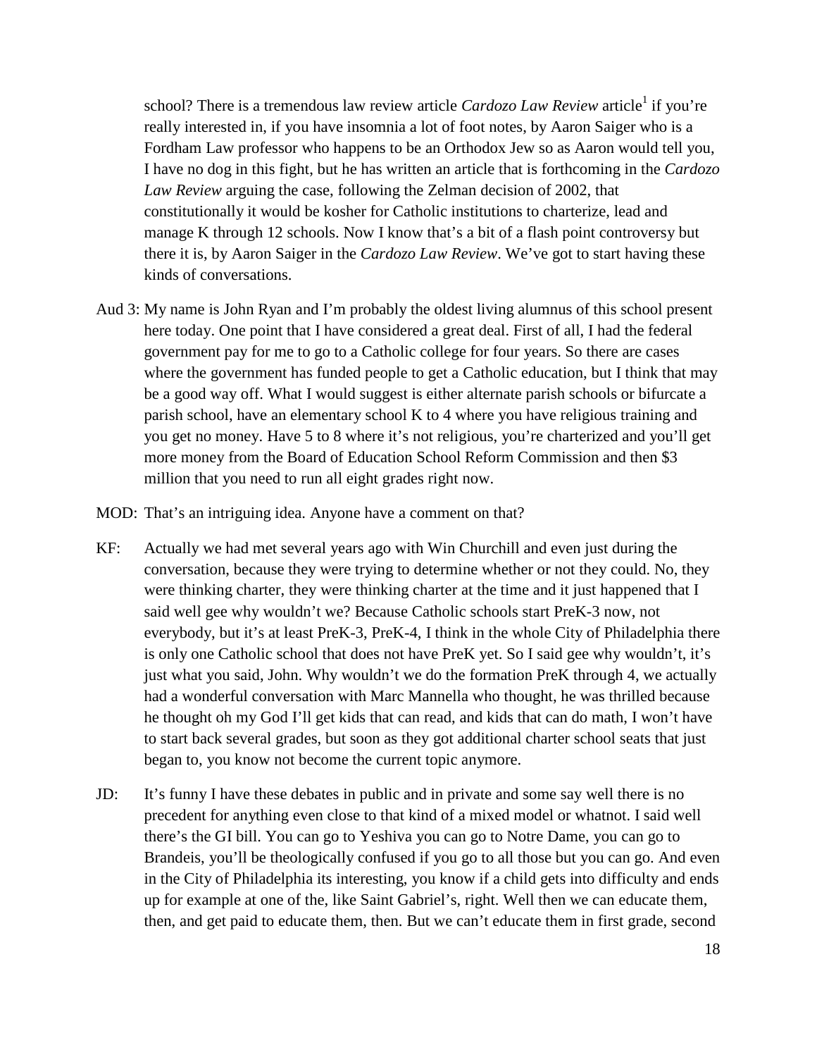school? There is a tremendous law review article *Cardozo Law Review* article[1] if you're really interested in, if you have insomnia a lot of foot notes, by Aaron Saiger who is a Fordham Law professor who happens to be an Orthodox Jew so as Aaron would tell you, I have no dog in this fight, but he has written an article that is forthcoming in the *Cardozo Law Review* arguing the case, following the Zelman decision of 2002, that constitutionally it would be kosher for Catholic institutions to charterize, lead and manage K through 12 schools. Now I know that's a bit of a flash point controversy but there it is, by Aaron Saiger in the *Cardozo Law Review*. We've got to start having these kinds of conversations.

Aud 3: My name is John Ryan and I'm probably the oldest living alumnus of this school present here today. One point that I have considered a great deal. First of all, I had the federal government pay for me to go to a Catholic college for four years. So there are cases where the government has funded people to get a Catholic education, but I think that may be a good way off. What I would suggest is either alternate parish schools or bifurcate a parish school, have an elementary school K to 4 where you have religious training and you get no money. Have 5 to 8 where it's not religious, you're charterized and you'll get more money from the Board of Education School Reform Commission and then $3 million that you need to run all eight grades right now.

MOD: That's an intriguing idea. Anyone have a comment on that?

KF: Actually we had met several years ago with Win Churchill and even just during the conversation, because they were trying to determine whether or not they could. No, they were thinking charter, they were thinking charter at the time and it just happened that I said well gee why wouldn't we? Because Catholic schools start PreK-3 now, not everybody, but it's at least PreK-3, PreK-4, I think in the whole City of Philadelphia there is only one Catholic school that does not have PreK yet. So I said gee why wouldn't, it's just what you said, John. Why wouldn't we do the formation PreK through 4, we actually had a wonderful conversation with Marc Mannella who thought, he was thrilled because he thought oh my God I'll get kids that can read, and kids that can do math, I won't have to start back several grades, but soon as they got additional charter school seats that just began to, you know not become the current topic anymore.

JD: It's funny I have these debates in public and in private and some say well there is no precedent for anything even close to that kind of a mixed model or whatnot. I said well there's the GI bill. You can go to Yeshiva you can go to Notre Dame, you can go to Brandeis, you'll be theologically confused if you go to all those but you can go. And even in the City of Philadelphia its interesting, you know if a child gets into difficulty and ends up for example at one of the, like Saint Gabriel's, right. Well then we can educate them, then, and get paid to educate them, then. But we can't educate them in first grade, second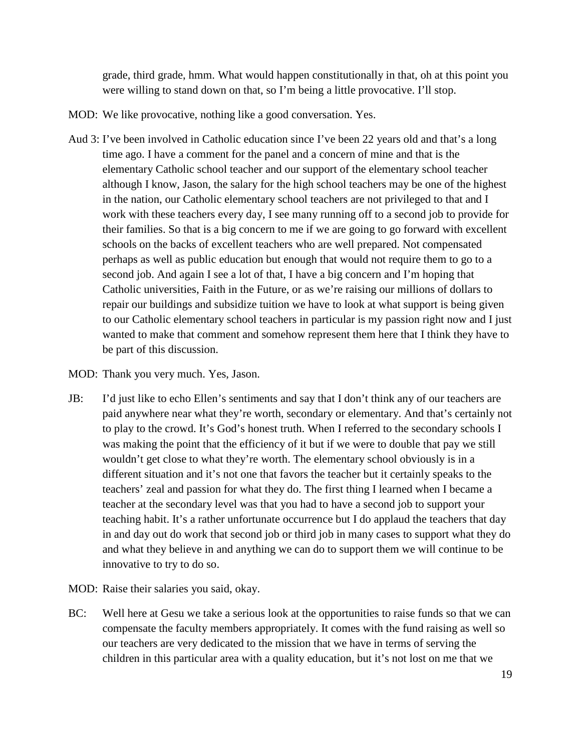grade, third grade, hmm. What would happen constitutionally in that, oh at this point you were willing to stand down on that, so I'm being a little provocative. I'll stop.

MOD: We like provocative, nothing like a good conversation. Yes.

Aud 3: I've been involved in Catholic education since I've been 22 years old and that's a long time ago. I have a comment for the panel and a concern of mine and that is the elementary Catholic school teacher and our support of the elementary school teacher although I know, Jason, the salary for the high school teachers may be one of the highest in the nation, our Catholic elementary school teachers are not privileged to that and I work with these teachers every day, I see many running off to a second job to provide for their families. So that is a big concern to me if we are going to go forward with excellent schools on the backs of excellent teachers who are well prepared. Not compensated perhaps as well as public education but enough that would not require them to go to a second job. And again I see a lot of that, I have a big concern and I'm hoping that Catholic universities, Faith in the Future, or as we're raising our millions of dollars to repair our buildings and subsidize tuition we have to look at what support is being given to our Catholic elementary school teachers in particular is my passion right now and I just wanted to make that comment and somehow represent them here that I think they have to be part of this discussion.

MOD: Thank you very much. Yes, Jason.

JB: I'd just like to echo Ellen's sentiments and say that I don't think any of our teachers are paid anywhere near what they're worth, secondary or elementary. And that's certainly not to play to the crowd. It's God's honest truth. When I referred to the secondary schools I was making the point that the efficiency of it but if we were to double that pay we still wouldn't get close to what they're worth. The elementary school obviously is in a different situation and it's not one that favors the teacher but it certainly speaks to the teachers' zeal and passion for what they do. The first thing I learned when I became a teacher at the secondary level was that you had to have a second job to support your teaching habit. It's a rather unfortunate occurrence but I do applaud the teachers that day in and day out do work that second job or third job in many cases to support what they do and what they believe in and anything we can do to support them we will continue to be innovative to try to do so.

MOD: Raise their salaries you said, okay.

BC: Well here at Gesu we take a serious look at the opportunities to raise funds so that we can compensate the faculty members appropriately. It comes with the fund raising as well so our teachers are very dedicated to the mission that we have in terms of serving the children in this particular area with a quality education, but it's not lost on me that we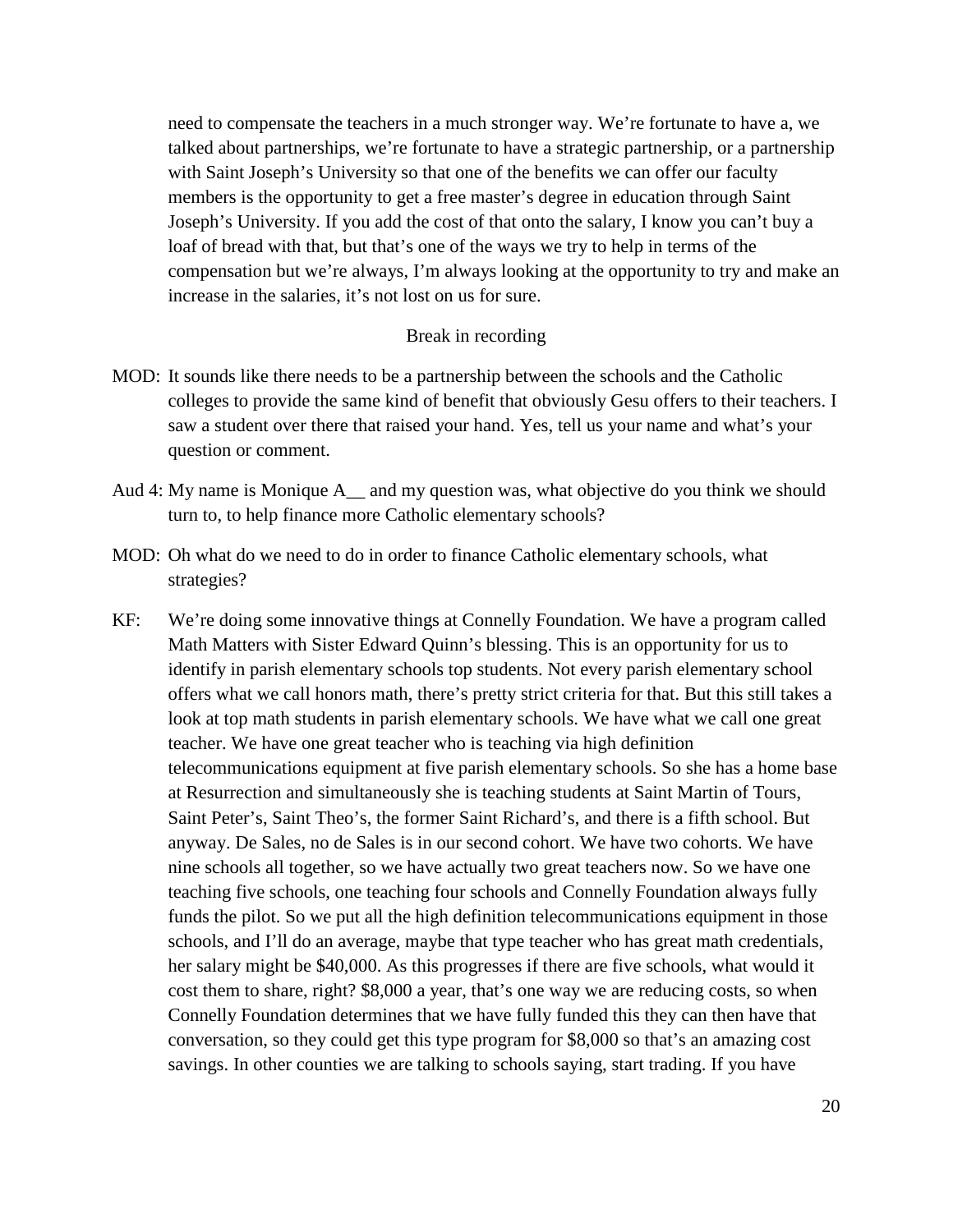need to compensate the teachers in a much stronger way. We're fortunate to have a, we talked about partnerships, we're fortunate to have a strategic partnership, or a partnership with Saint Joseph's University so that one of the benefits we can offer our faculty members is the opportunity to get a free master's degree in education through Saint Joseph's University. If you add the cost of that onto the salary, I know you can't buy a loaf of bread with that, but that's one of the ways we try to help in terms of the compensation but we're always, I'm always looking at the opportunity to try and make an increase in the salaries, it's not lost on us for sure.

Break in recording

MOD: It sounds like there needs to be a partnership between the schools and the Catholic colleges to provide the same kind of benefit that obviously Gesu offers to their teachers. I saw a student over there that raised your hand. Yes, tell us your name and what's your question or comment.

Aud 4: My name is Monique A__ and my question was, what objective do you think we should turn to, to help finance more Catholic elementary schools?

MOD: Oh what do we need to do in order to finance Catholic elementary schools, what strategies?

KF: We're doing some innovative things at Connelly Foundation. We have a program called Math Matters with Sister Edward Quinn's blessing. This is an opportunity for us to identify in parish elementary schools top students. Not every parish elementary school offers what we call honors math, there's pretty strict criteria for that. But this still takes a look at top math students in parish elementary schools. We have what we call one great teacher. We have one great teacher who is teaching via high definition telecommunications equipment at five parish elementary schools. So she has a home base at Resurrection and simultaneously she is teaching students at Saint Martin of Tours, Saint Peter's, Saint Theo's, the former Saint Richard's, and there is a fifth school. But anyway. De Sales, no de Sales is in our second cohort. We have two cohorts. We have nine schools all together, so we have actually two great teachers now. So we have one teaching five schools, one teaching four schools and Connelly Foundation always fully funds the pilot. So we put all the high definition telecommunications equipment in those schools, and I'll do an average, maybe that type teacher who has great math credentials, her salary might be $40,000. As this progresses if there are five schools, what would it cost them to share, right? $8,000 a year, that's one way we are reducing costs, so when Connelly Foundation determines that we have fully funded this they can then have that conversation, so they could get this type program for $8,000 so that's an amazing cost savings. In other counties we are talking to schools saying, start trading. If you have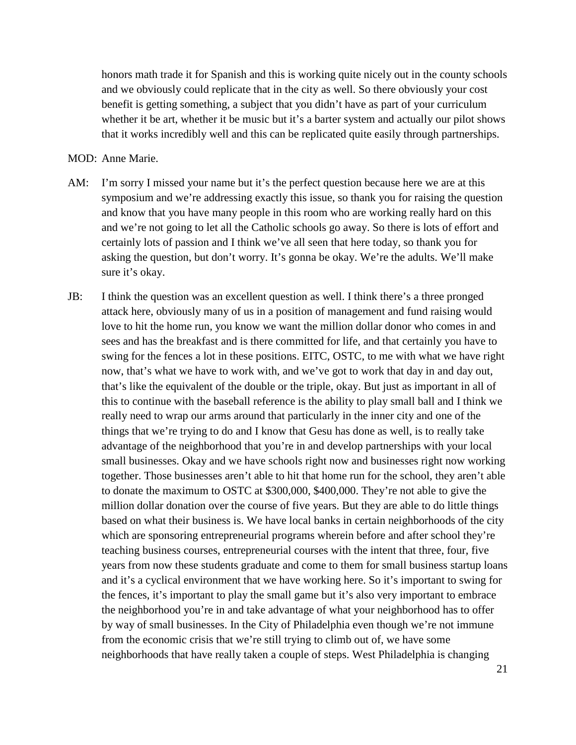honors math trade it for Spanish and this is working quite nicely out in the county schools and we obviously could replicate that in the city as well. So there obviously your cost benefit is getting something, a subject that you didn't have as part of your curriculum whether it be art, whether it be music but it's a barter system and actually our pilot shows that it works incredibly well and this can be replicated quite easily through partnerships.

MOD: Anne Marie.

AM: I'm sorry I missed your name but it's the perfect question because here we are at this symposium and we're addressing exactly this issue, so thank you for raising the question and know that you have many people in this room who are working really hard on this and we're not going to let all the Catholic schools go away. So there is lots of effort and certainly lots of passion and I think we've all seen that here today, so thank you for asking the question, but don't worry. It's gonna be okay. We're the adults. We'll make sure it's okay.

JB: I think the question was an excellent question as well. I think there's a three pronged attack here, obviously many of us in a position of management and fund raising would love to hit the home run, you know we want the million dollar donor who comes in and sees and has the breakfast and is there committed for life, and that certainly you have to swing for the fences a lot in these positions. EITC, OSTC, to me with what we have right now, that's what we have to work with, and we've got to work that day in and day out, that's like the equivalent of the double or the triple, okay. But just as important in all of this to continue with the baseball reference is the ability to play small ball and I think we really need to wrap our arms around that particularly in the inner city and one of the things that we're trying to do and I know that Gesu has done as well, is to really take advantage of the neighborhood that you're in and develop partnerships with your local small businesses. Okay and we have schools right now and businesses right now working together. Those businesses aren't able to hit that home run for the school, they aren't able to donate the maximum to OSTC at $300,000, $400,000. They're not able to give the million dollar donation over the course of five years. But they are able to do little things based on what their business is. We have local banks in certain neighborhoods of the city which are sponsoring entrepreneurial programs wherein before and after school they're teaching business courses, entrepreneurial courses with the intent that three, four, five years from now these students graduate and come to them for small business startup loans and it's a cyclical environment that we have working here. So it's important to swing for the fences, it's important to play the small game but it's also very important to embrace the neighborhood you're in and take advantage of what your neighborhood has to offer by way of small businesses. In the City of Philadelphia even though we're not immune from the economic crisis that we're still trying to climb out of, we have some neighborhoods that have really taken a couple of steps. West Philadelphia is changing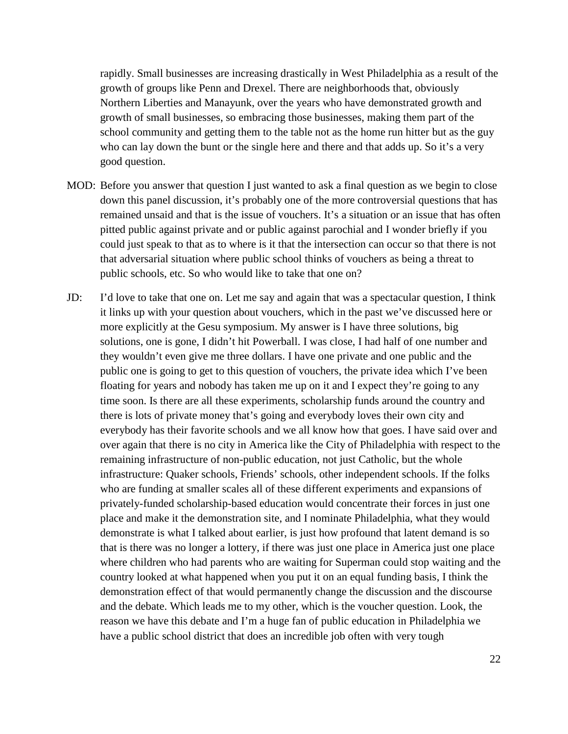rapidly. Small businesses are increasing drastically in West Philadelphia as a result of the growth of groups like Penn and Drexel. There are neighborhoods that, obviously Northern Liberties and Manayunk, over the years who have demonstrated growth and growth of small businesses, so embracing those businesses, making them part of the school community and getting them to the table not as the home run hitter but as the guy who can lay down the bunt or the single here and there and that adds up. So it's a very good question.

MOD: Before you answer that question I just wanted to ask a final question as we begin to close down this panel discussion, it's probably one of the more controversial questions that has remained unsaid and that is the issue of vouchers. It's a situation or an issue that has often pitted public against private and or public against parochial and I wonder briefly if you could just speak to that as to where is it that the intersection can occur so that there is not that adversarial situation where public school thinks of vouchers as being a threat to public schools, etc. So who would like to take that one on?

JD: I'd love to take that one on. Let me say and again that was a spectacular question, I think it links up with your question about vouchers, which in the past we've discussed here or more explicitly at the Gesu symposium. My answer is I have three solutions, big solutions, one is gone, I didn't hit Powerball. I was close, I had half of one number and they wouldn't even give me three dollars. I have one private and one public and the public one is going to get to this question of vouchers, the private idea which I've been floating for years and nobody has taken me up on it and I expect they're going to any time soon. Is there are all these experiments, scholarship funds around the country and there is lots of private money that's going and everybody loves their own city and everybody has their favorite schools and we all know how that goes. I have said over and over again that there is no city in America like the City of Philadelphia with respect to the remaining infrastructure of non-public education, not just Catholic, but the whole infrastructure: Quaker schools, Friends' schools, other independent schools. If the folks who are funding at smaller scales all of these different experiments and expansions of privately-funded scholarship-based education would concentrate their forces in just one place and make it the demonstration site, and I nominate Philadelphia, what they would demonstrate is what I talked about earlier, is just how profound that latent demand is so that is there was no longer a lottery, if there was just one place in America just one place where children who had parents who are waiting for Superman could stop waiting and the country looked at what happened when you put it on an equal funding basis, I think the demonstration effect of that would permanently change the discussion and the discourse and the debate. Which leads me to my other, which is the voucher question. Look, the reason we have this debate and I'm a huge fan of public education in Philadelphia we have a public school district that does an incredible job often with very tough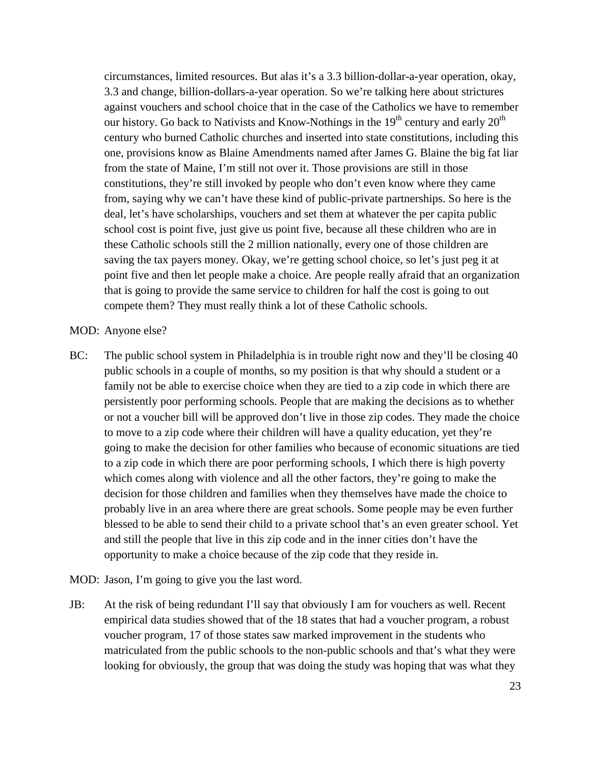circumstances, limited resources. But alas it's a 3.3 billion-dollar-a-year operation, okay, 3.3 and change, billion-dollars-a-year operation. So we're talking here about strictures against vouchers and school choice that in the case of the Catholics we have to remember our history. Go back to Nativists and Know-Nothings in the 19th century and early 20th century who burned Catholic churches and inserted into state constitutions, including this one, provisions know as Blaine Amendments named after James G. Blaine the big fat liar from the state of Maine, I'm still not over it. Those provisions are still in those constitutions, they're still invoked by people who don't even know where they came from, saying why we can't have these kind of public-private partnerships. So here is the deal, let's have scholarships, vouchers and set them at whatever the per capita public school cost is point five, just give us point five, because all these children who are in these Catholic schools still the 2 million nationally, every one of those children are saving the tax payers money. Okay, we're getting school choice, so let's just peg it at point five and then let people make a choice. Are people really afraid that an organization that is going to provide the same service to children for half the cost is going to out compete them? They must really think a lot of these Catholic schools.

MOD: Anyone else?

BC: The public school system in Philadelphia is in trouble right now and they'll be closing 40 public schools in a couple of months, so my position is that why should a student or a family not be able to exercise choice when they are tied to a zip code in which there are persistently poor performing schools. People that are making the decisions as to whether or not a voucher bill will be approved don't live in those zip codes. They made the choice to move to a zip code where their children will have a quality education, yet they're going to make the decision for other families who because of economic situations are tied to a zip code in which there are poor performing schools, I which there is high poverty which comes along with violence and all the other factors, they're going to make the decision for those children and families when they themselves have made the choice to probably live in an area where there are great schools. Some people may be even further blessed to be able to send their child to a private school that's an even greater school. Yet and still the people that live in this zip code and in the inner cities don't have the opportunity to make a choice because of the zip code that they reside in.

MOD: Jason, I'm going to give you the last word.

JB: At the risk of being redundant I'll say that obviously I am for vouchers as well. Recent empirical data studies showed that of the 18 states that had a voucher program, a robust voucher program, 17 of those states saw marked improvement in the students who matriculated from the public schools to the non-public schools and that's what they were looking for obviously, the group that was doing the study was hoping that was what they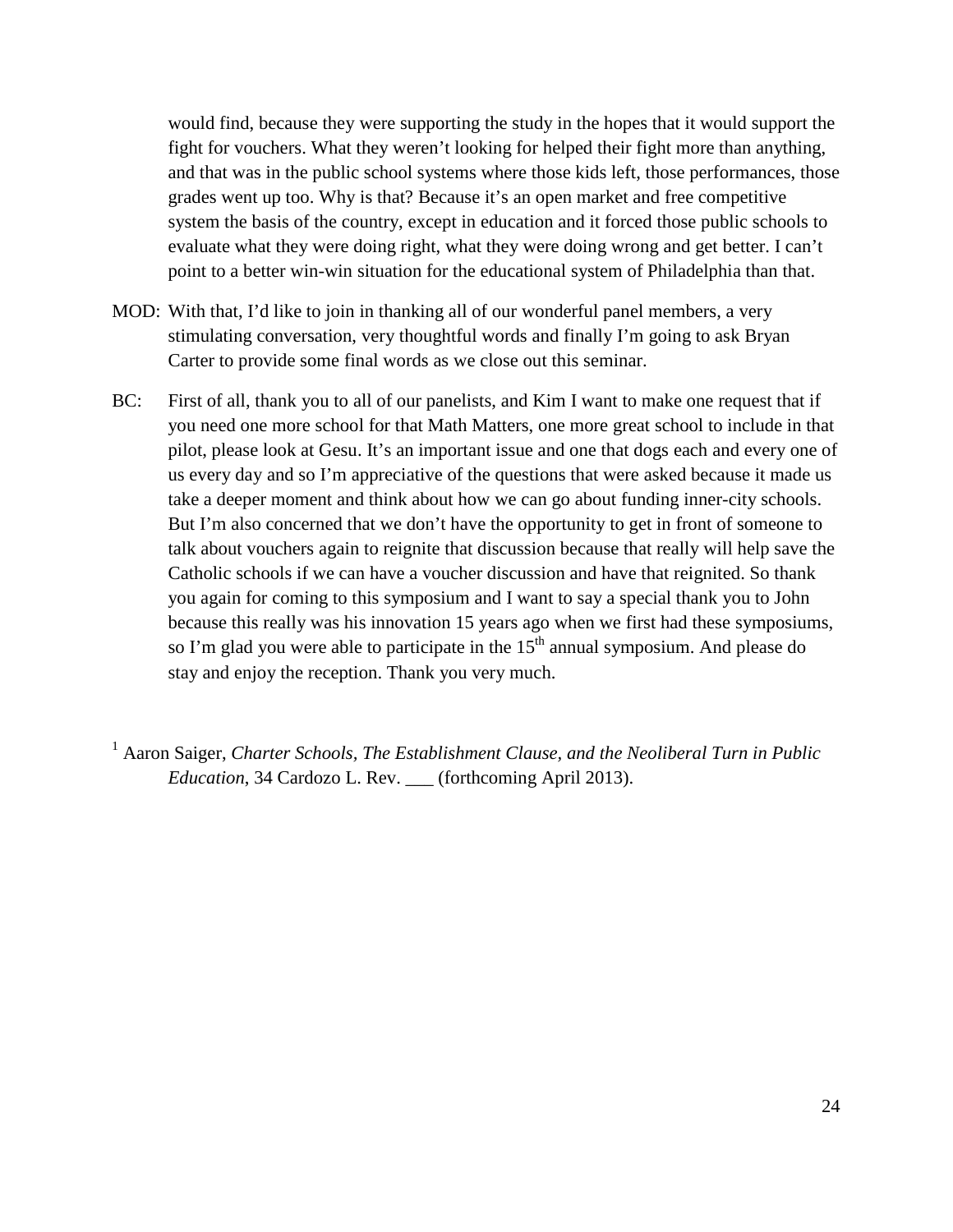would find, because they were supporting the study in the hopes that it would support the fight for vouchers. What they weren't looking for helped their fight more than anything, and that was in the public school systems where those kids left, those performances, those grades went up too. Why is that? Because it's an open market and free competitive system the basis of the country, except in education and it forced those public schools to evaluate what they were doing right, what they were doing wrong and get better. I can't point to a better win-win situation for the educational system of Philadelphia than that.

MOD: With that, I'd like to join in thanking all of our wonderful panel members, a very stimulating conversation, very thoughtful words and finally I'm going to ask Bryan Carter to provide some final words as we close out this seminar.

BC: First of all, thank you to all of our panelists, and Kim I want to make one request that if you need one more school for that Math Matters, one more great school to include in that pilot, please look at Gesu. It's an important issue and one that dogs each and every one of us every day and so I'm appreciative of the questions that were asked because it made us take a deeper moment and think about how we can go about funding inner-city schools. But I'm also concerned that we don't have the opportunity to get in front of someone to talk about vouchers again to reignite that discussion because that really will help save the Catholic schools if we can have a voucher discussion and have that reignited. So thank you again for coming to this symposium and I want to say a special thank you to John because this really was his innovation 15 years ago when we first had these symposiums, so I'm glad you were able to participate in the 15th annual symposium. And please do stay and enjoy the reception. Thank you very much.

[1] Aaron Saiger, *Charter Schools, The Establishment Clause, and the Neoliberal Turn in Public Education*, 34 Cardozo L. Rev. ___ (forthcoming April 2013).